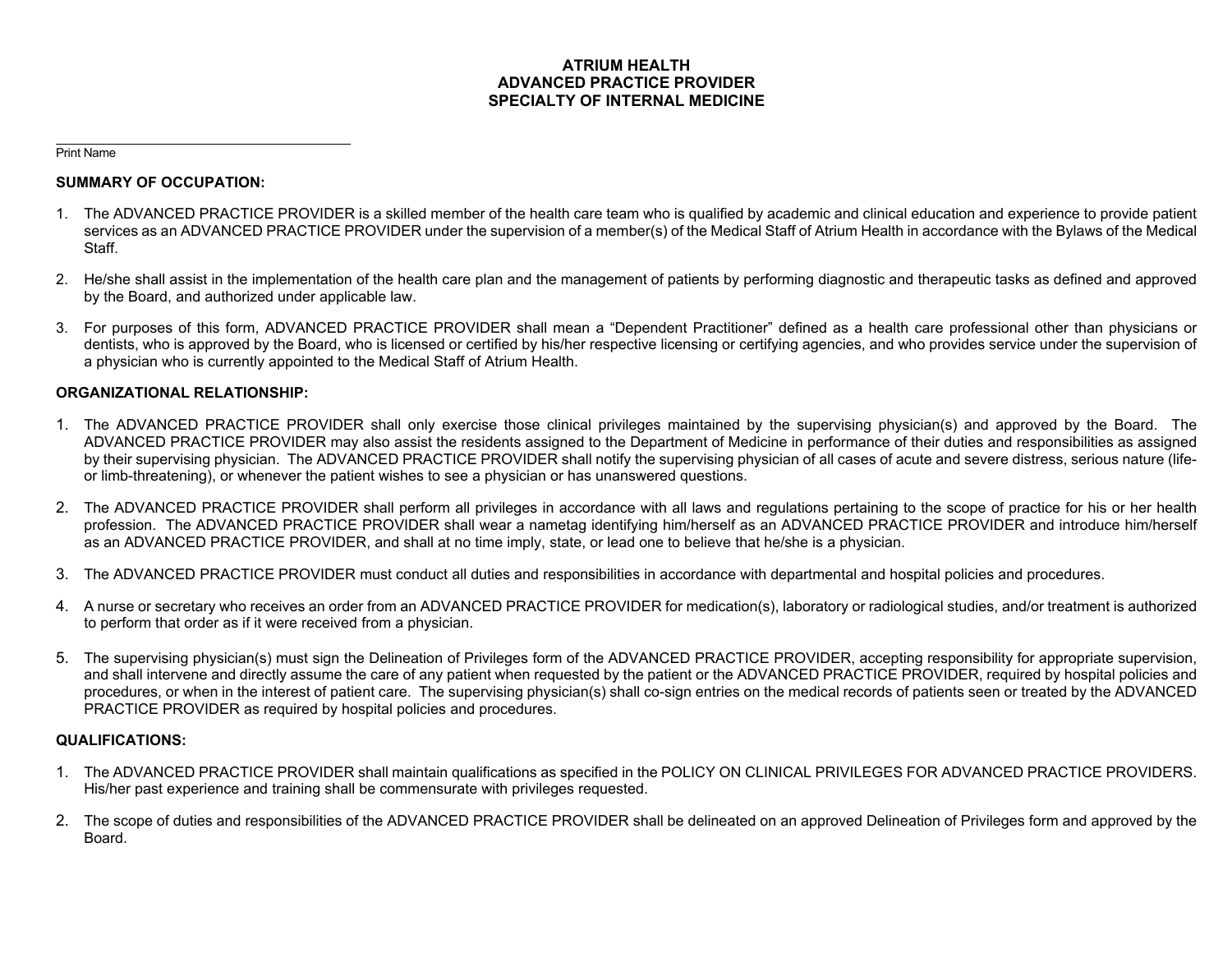# ATRIUM HEALTH
# ADVANCED PRACTICE PROVIDER
# SPECIALTY OF INTERNAL MEDICINE

\_\_\_\_\_\_\_\_\_\_\_\_\_\_\_\_\_\_\_\_\_\_\_\_\_\_\_\_\_\_\_\_\_\_\_\_\_\_\_\_

Print Name

## SUMMARY OF OCCUPATION:

1. The ADVANCED PRACTICE PROVIDER is a skilled member of the health care team who is qualified by academic and clinical education and experience to provide patient services as an ADVANCED PRACTICE PROVIDER under the supervision of a member(s) of the Medical Staff of Atrium Health in accordance with the Bylaws of the Medical Staff.

2. He/she shall assist in the implementation of the health care plan and the management of patients by performing diagnostic and therapeutic tasks as defined and approved by the Board, and authorized under applicable law.

3. For purposes of this form, ADVANCED PRACTICE PROVIDER shall mean a "Dependent Practitioner" defined as a health care professional other than physicians or dentists, who is approved by the Board, who is licensed or certified by his/her respective licensing or certifying agencies, and who provides service under the supervision of a physician who is currently appointed to the Medical Staff of Atrium Health.

## ORGANIZATIONAL RELATIONSHIP:

1. The ADVANCED PRACTICE PROVIDER shall only exercise those clinical privileges maintained by the supervising physician(s) and approved by the Board. The ADVANCED PRACTICE PROVIDER may also assist the residents assigned to the Department of Medicine in performance of their duties and responsibilities as assigned by their supervising physician. The ADVANCED PRACTICE PROVIDER shall notify the supervising physician of all cases of acute and severe distress, serious nature (life- or limb-threatening), or whenever the patient wishes to see a physician or has unanswered questions.

2. The ADVANCED PRACTICE PROVIDER shall perform all privileges in accordance with all laws and regulations pertaining to the scope of practice for his or her health profession. The ADVANCED PRACTICE PROVIDER shall wear a nametag identifying him/herself as an ADVANCED PRACTICE PROVIDER and introduce him/herself as an ADVANCED PRACTICE PROVIDER, and shall at no time imply, state, or lead one to believe that he/she is a physician.

3. The ADVANCED PRACTICE PROVIDER must conduct all duties and responsibilities in accordance with departmental and hospital policies and procedures.

4. A nurse or secretary who receives an order from an ADVANCED PRACTICE PROVIDER for medication(s), laboratory or radiological studies, and/or treatment is authorized to perform that order as if it were received from a physician.

5. The supervising physician(s) must sign the Delineation of Privileges form of the ADVANCED PRACTICE PROVIDER, accepting responsibility for appropriate supervision, and shall intervene and directly assume the care of any patient when requested by the patient or the ADVANCED PRACTICE PROVIDER, required by hospital policies and procedures, or when in the interest of patient care. The supervising physician(s) shall co-sign entries on the medical records of patients seen or treated by the ADVANCED PRACTICE PROVIDER as required by hospital policies and procedures.

## QUALIFICATIONS:

1. The ADVANCED PRACTICE PROVIDER shall maintain qualifications as specified in the POLICY ON CLINICAL PRIVILEGES FOR ADVANCED PRACTICE PROVIDERS. His/her past experience and training shall be commensurate with privileges requested.

2. The scope of duties and responsibilities of the ADVANCED PRACTICE PROVIDER shall be delineated on an approved Delineation of Privileges form and approved by the Board.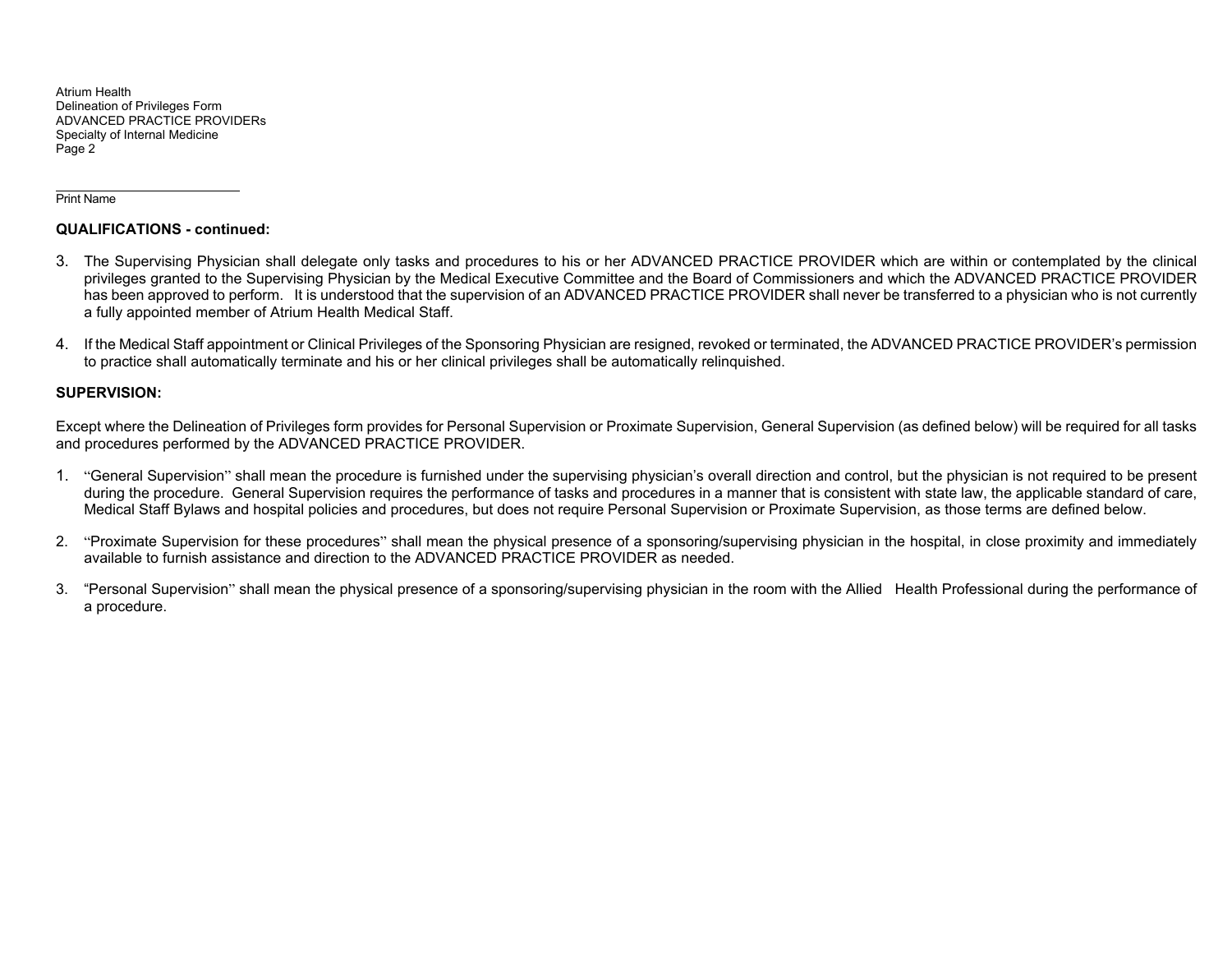Print Name

**QUALIFICATIONS - continued:**

3. The Supervising Physician shall delegate only tasks and procedures to his or her ADVANCED PRACTICE PROVIDER which are within or contemplated by the clinical privileges granted to the Supervising Physician by the Medical Executive Committee and the Board of Commissioners and which the ADVANCED PRACTICE PROVIDER has been approved to perform. It is understood that the supervision of an ADVANCED PRACTICE PROVIDER shall never be transferred to a physician who is not currently a fully appointed member of Atrium Health Medical Staff.

4. If the Medical Staff appointment or Clinical Privileges of the Sponsoring Physician are resigned, revoked or terminated, the ADVANCED PRACTICE PROVIDER's permission to practice shall automatically terminate and his or her clinical privileges shall be automatically relinquished.

**SUPERVISION:**

Except where the Delineation of Privileges form provides for Personal Supervision or Proximate Supervision, General Supervision (as defined below) will be required for all tasks and procedures performed by the ADVANCED PRACTICE PROVIDER.

1. "General Supervision" shall mean the procedure is furnished under the supervising physician's overall direction and control, but the physician is not required to be present during the procedure. General Supervision requires the performance of tasks and procedures in a manner that is consistent with state law, the applicable standard of care, Medical Staff Bylaws and hospital policies and procedures, but does not require Personal Supervision or Proximate Supervision, as those terms are defined below.

2. "Proximate Supervision for these procedures" shall mean the physical presence of a sponsoring/supervising physician in the hospital, in close proximity and immediately available to furnish assistance and direction to the ADVANCED PRACTICE PROVIDER as needed.

3. "Personal Supervision" shall mean the physical presence of a sponsoring/supervising physician in the room with the Allied Health Professional during the performance of a procedure.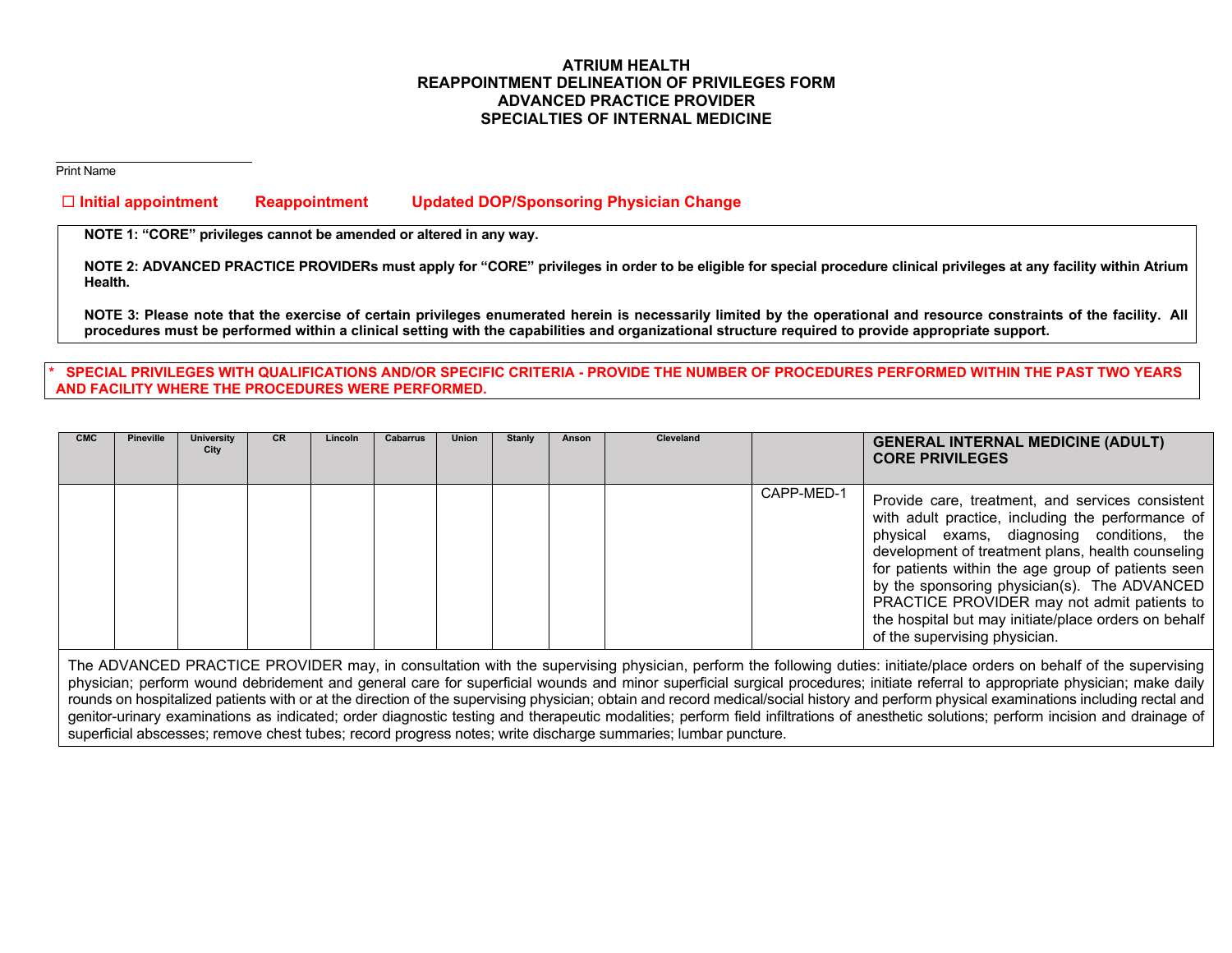**ATRIUM HEALTH**
**REAPPOINTMENT DELINEATION OF PRIVILEGES FORM**
**ADVANCED PRACTICE PROVIDER**
**SPECIALTIES OF INTERNAL MEDICINE**

______________________________
Print Name

☐ **Initial appointment** **Reappointment** **Updated DOP/Sponsoring Physician Change**

**NOTE 1: "CORE" privileges cannot be amended or altered in any way.**

**NOTE 2: ADVANCED PRACTICE PROVIDERs must apply for "CORE" privileges in order to be eligible for special procedure clinical privileges at any facility within Atrium Health.**

**NOTE 3: Please note that the exercise of certain privileges enumerated herein is necessarily limited by the operational and resource constraints of the facility. All procedures must be performed within a clinical setting with the capabilities and organizational structure required to provide appropriate support.**

**\* SPECIAL PRIVILEGES WITH QUALIFICATIONS AND/OR SPECIFIC CRITERIA - PROVIDE THE NUMBER OF PROCEDURES PERFORMED WITHIN THE PAST TWO YEARS AND FACILITY WHERE THE PROCEDURES WERE PERFORMED.**

| CMC | Pineville | University City | CR | Lincoln | Cabarrus | Union | Stanly | Anson | Cleveland | | **GENERAL INTERNAL MEDICINE (ADULT) CORE PRIVILEGES** |
|---|---|---|---|---|---|---|---|---|---|---|---|
| | | | | | | | | | | CAPP-MED-1 | Provide care, treatment, and services consistent with adult practice, including the performance of physical exams, diagnosing conditions, the development of treatment plans, health counseling for patients within the age group of patients seen by the sponsoring physician(s). The ADVANCED PRACTICE PROVIDER may not admit patients to the hospital but may initiate/place orders on behalf of the supervising physician. |

The ADVANCED PRACTICE PROVIDER may, in consultation with the supervising physician, perform the following duties: initiate/place orders on behalf of the supervising physician; perform wound debridement and general care for superficial wounds and minor superficial surgical procedures; initiate referral to appropriate physician; make daily rounds on hospitalized patients with or at the direction of the supervising physician; obtain and record medical/social history and perform physical examinations including rectal and genitor-urinary examinations as indicated; order diagnostic testing and therapeutic modalities; perform field infiltrations of anesthetic solutions; perform incision and drainage of superficial abscesses; remove chest tubes; record progress notes; write discharge summaries; lumbar puncture.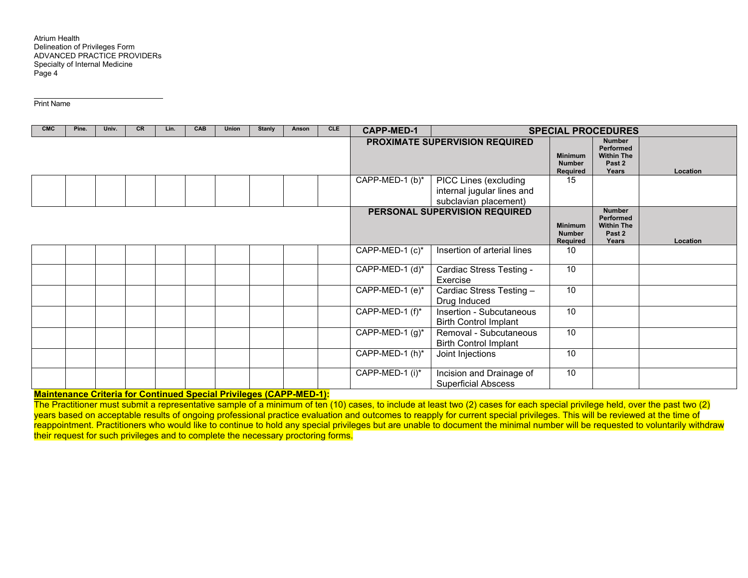Atrium Health
Delineation of Privileges Form
ADVANCED PRACTICE PROVIDERs
Specialty of Internal Medicine
Page 4

______________________________
Print Name

| CMC | Pine. | Univ. | CR | Lin. | CAB | Union | Stanly | Anson | CLE | CAPP-MED-1 | SPECIAL PROCEDURES | | | |
|---|---|---|---|---|---|---|---|---|---|---|---|---|---|---|
| | | | | | | | | | | **PROXIMATE SUPERVISION REQUIRED** | | **Minimum Number Required** | **Number Performed Within The Past 2 Years** | **Location** |
| | | | | | | | | | | CAPP-MED-1 (b)* | PICC Lines (excluding internal jugular lines and subclavian placement) | 15 | | |
| | | | | | | | | | | **PERSONAL SUPERVISION REQUIRED** | | **Minimum Number Required** | **Number Performed Within The Past 2 Years** | **Location** |
| | | | | | | | | | | CAPP-MED-1 (c)* | Insertion of arterial lines | 10 | | |
| | | | | | | | | | | CAPP-MED-1 (d)* | Cardiac Stress Testing - Exercise | 10 | | |
| | | | | | | | | | | CAPP-MED-1 (e)* | Cardiac Stress Testing – Drug Induced | 10 | | |
| | | | | | | | | | | CAPP-MED-1 (f)* | Insertion - Subcutaneous Birth Control Implant | 10 | | |
| | | | | | | | | | | CAPP-MED-1 (g)* | Removal - Subcutaneous Birth Control Implant | 10 | | |
| | | | | | | | | | | CAPP-MED-1 (h)* | Joint Injections | 10 | | |
| | | | | | | | | | | CAPP-MED-1 (i)* | Incision and Drainage of Superficial Abscess | 10 | | |

**Maintenance Criteria for Continued Special Privileges (CAPP-MED-1):**
The Practitioner must submit a representative sample of a minimum of ten (10) cases, to include at least two (2) cases for each special privilege held, over the past two (2) years based on acceptable results of ongoing professional practice evaluation and outcomes to reapply for current special privileges. This will be reviewed at the time of reappointment. Practitioners who would like to continue to hold any special privileges but are unable to document the minimal number will be requested to voluntarily withdraw their request for such privileges and to complete the necessary proctoring forms.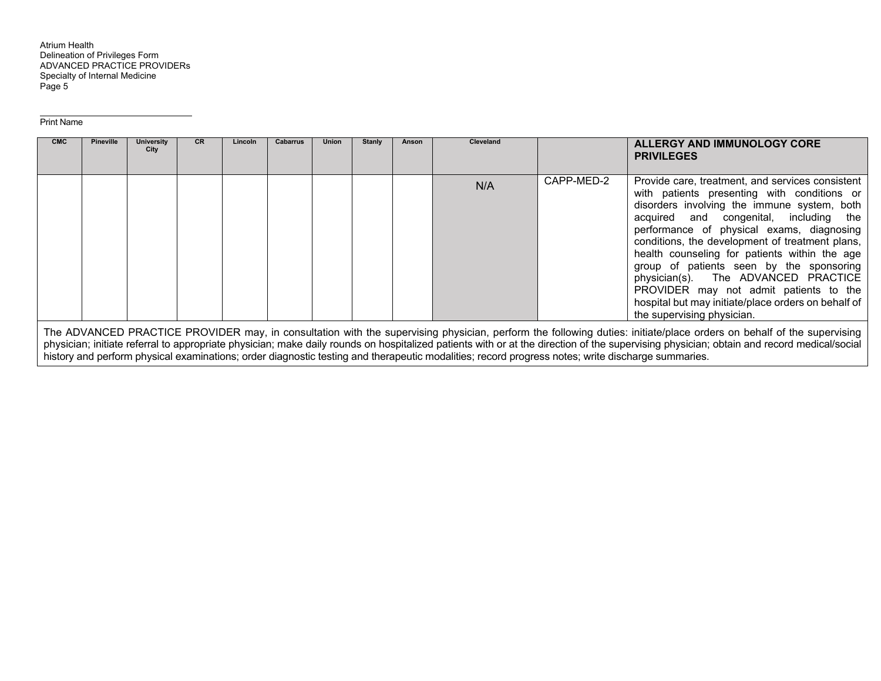Print Name

| CMC | Pineville | University City | CR | Lincoln | Cabarrus | Union | Stanly | Anson | Cleveland | | ALLERGY AND IMMUNOLOGY CORE PRIVILEGES |
|---|---|---|---|---|---|---|---|---|---|---|---|
| | | | | | | | | | N/A | CAPP-MED-2 | Provide care, treatment, and services consistent with patients presenting with conditions or disorders involving the immune system, both acquired and congenital, including the performance of physical exams, diagnosing conditions, the development of treatment plans, health counseling for patients within the age group of patients seen by the sponsoring physician(s). The ADVANCED PRACTICE PROVIDER may not admit patients to the hospital but may initiate/place orders on behalf of the supervising physician. |

The ADVANCED PRACTICE PROVIDER may, in consultation with the supervising physician, perform the following duties: initiate/place orders on behalf of the supervising physician; initiate referral to appropriate physician; make daily rounds on hospitalized patients with or at the direction of the supervising physician; obtain and record medical/social history and perform physical examinations; order diagnostic testing and therapeutic modalities; record progress notes; write discharge summaries.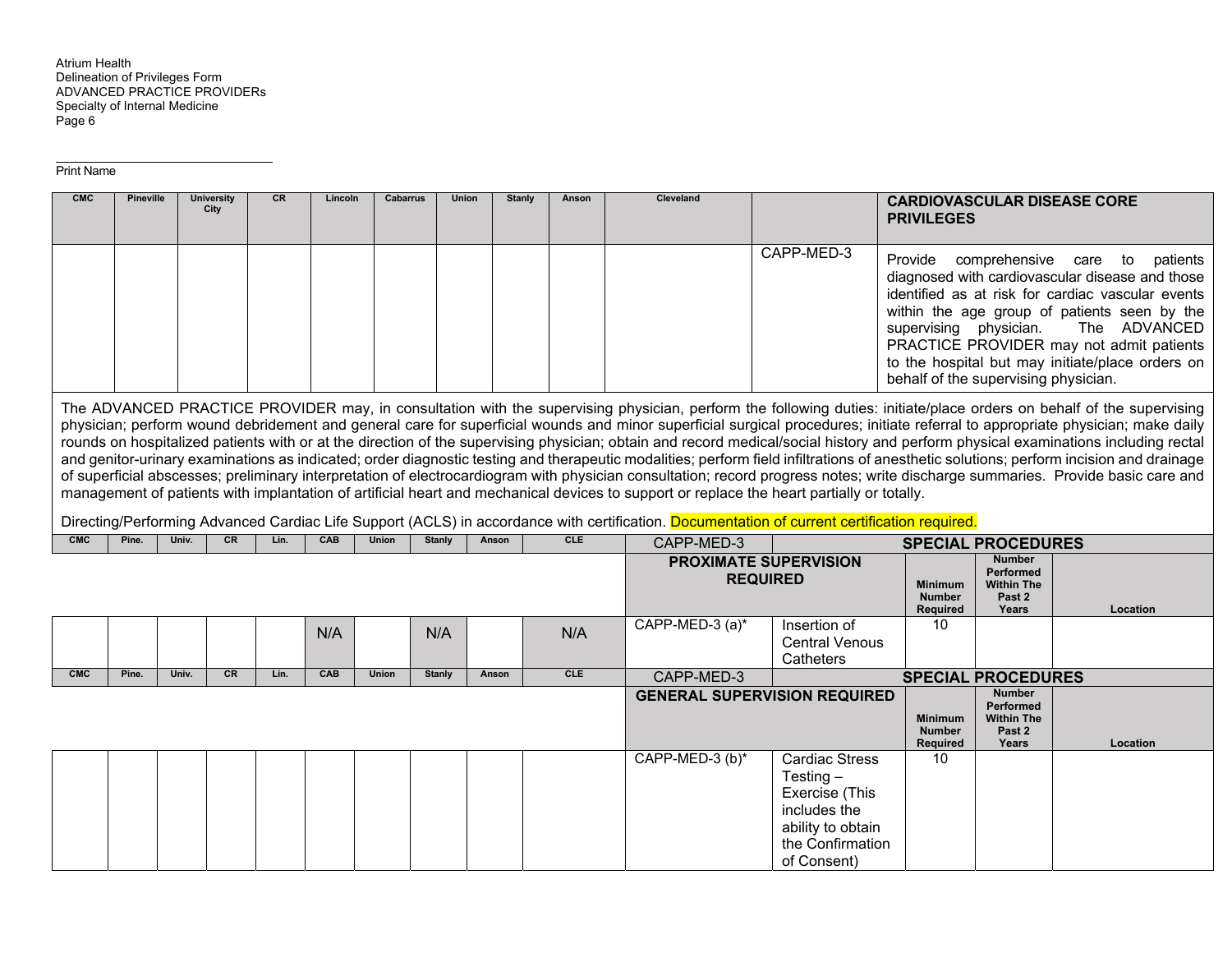Atrium Health
Delineation of Privileges Form
ADVANCED PRACTICE PROVIDERs
Specialty of Internal Medicine

\_\_\_\_\_\_\_\_\_\_\_\_\_\_\_\_\_\_\_\_\_\_\_\_\_\_\_\_\_\_\_\_
Print Name

| CMC | Pineville | University City | CR | Lincoln | Cabarrus | Union | Stanly | Anson | Cleveland | | CARDIOVASCULAR DISEASE CORE PRIVILEGES |
|---|---|---|---|---|---|---|---|---|---|---|---|
| | | | | | | | | | | CAPP-MED-3 | Provide comprehensive care to patients diagnosed with cardiovascular disease and those identified as at risk for cardiac vascular events within the age group of patients seen by the supervising physician. The ADVANCED PRACTICE PROVIDER may not admit patients to the hospital but may initiate/place orders on behalf of the supervising physician. |

The ADVANCED PRACTICE PROVIDER may, in consultation with the supervising physician, perform the following duties: initiate/place orders on behalf of the supervising physician; perform wound debridement and general care for superficial wounds and minor superficial surgical procedures; initiate referral to appropriate physician; make daily rounds on hospitalized patients with or at the direction of the supervising physician; obtain and record medical/social history and perform physical examinations including rectal and genitor-urinary examinations as indicated; order diagnostic testing and therapeutic modalities; perform field infiltrations of anesthetic solutions; perform incision and drainage of superficial abscesses; preliminary interpretation of electrocardiogram with physician consultation; record progress notes; write discharge summaries. Provide basic care and management of patients with implantation of artificial heart and mechanical devices to support or replace the heart partially or totally.

Directing/Performing Advanced Cardiac Life Support (ACLS) in accordance with certification. Documentation of current certification required.

| CMC | Pine. | Univ. | CR | Lin. | CAB | Union | Stanly | Anson | CLE | CAPP-MED-3 | SPECIAL PROCEDURES | | | |
|---|---|---|---|---|---|---|---|---|---|---|---|---|---|---|
| | | | | | | | | | | PROXIMATE SUPERVISION REQUIRED | | Minimum Number Required | Number Performed Within The Past 2 Years | Location |
| | | | | | N/A | | N/A | | N/A | CAPP-MED-3 (a)* | Insertion of Central Venous Catheters | 10 | | |

| CMC | Pine. | Univ. | CR | Lin. | CAB | Union | Stanly | Anson | CLE | CAPP-MED-3 | SPECIAL PROCEDURES | | | |
|---|---|---|---|---|---|---|---|---|---|---|---|---|---|---|
| | | | | | | | | | | GENERAL SUPERVISION REQUIRED | | Minimum Number Required | Number Performed Within The Past 2 Years | Location |
| | | | | | | | | | | CAPP-MED-3 (b)* | Cardiac Stress Testing – Exercise (This includes the ability to obtain the Confirmation of Consent) | 10 | | |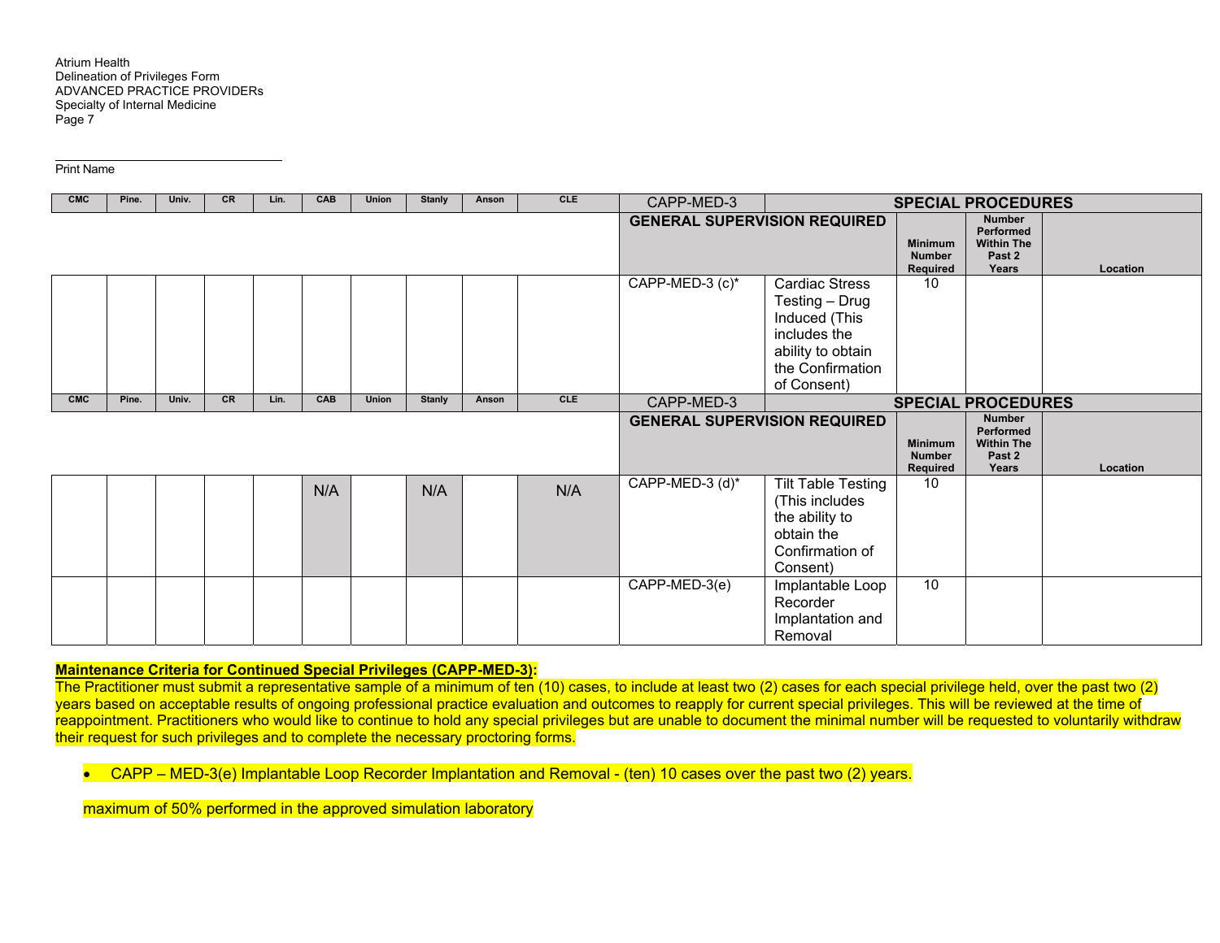Atrium Health
Delineation of Privileges Form
ADVANCED PRACTICE PROVIDERs
Specialty of Internal Medicine

______________________________
Print Name

| CMC | Pine. | Univ. | CR | Lin. | CAB | Union | Stanly | Anson | CLE | CAPP-MED-3 | SPECIAL PROCEDURES | | | |
|---|---|---|---|---|---|---|---|---|---|---|---|---|---|---|
| | | | | | | | | | | **GENERAL SUPERVISION REQUIRED** | | **Minimum Number Required** | **Number Performed Within The Past 2 Years** | **Location** |
| | | | | | | | | | | CAPP-MED-3 (c)* | Cardiac Stress Testing – Drug Induced (This includes the ability to obtain the Confirmation of Consent) | 10 | | |

| CMC | Pine. | Univ. | CR | Lin. | CAB | Union | Stanly | Anson | CLE | CAPP-MED-3 | SPECIAL PROCEDURES | | | |
|---|---|---|---|---|---|---|---|---|---|---|---|---|---|---|
| | | | | | | | | | | **GENERAL SUPERVISION REQUIRED** | | **Minimum Number Required** | **Number Performed Within The Past 2 Years** | **Location** |
| | | | | | N/A | | N/A | | N/A | CAPP-MED-3 (d)* | Tilt Table Testing (This includes the ability to obtain the Confirmation of Consent) | 10 | | |
| | | | | | | | | | | CAPP-MED-3(e) | Implantable Loop Recorder Implantation and Removal | 10 | | |

**Maintenance Criteria for Continued Special Privileges (CAPP-MED-3):**
The Practitioner must submit a representative sample of a minimum of ten (10) cases, to include at least two (2) cases for each special privilege held, over the past two (2) years based on acceptable results of ongoing professional practice evaluation and outcomes to reapply for current special privileges. This will be reviewed at the time of reappointment. Practitioners who would like to continue to hold any special privileges but are unable to document the minimal number will be requested to voluntarily withdraw their request for such privileges and to complete the necessary proctoring forms.

- CAPP – MED-3(e) Implantable Loop Recorder Implantation and Removal - (ten) 10 cases over the past two (2) years.

maximum of 50% performed in the approved simulation laboratory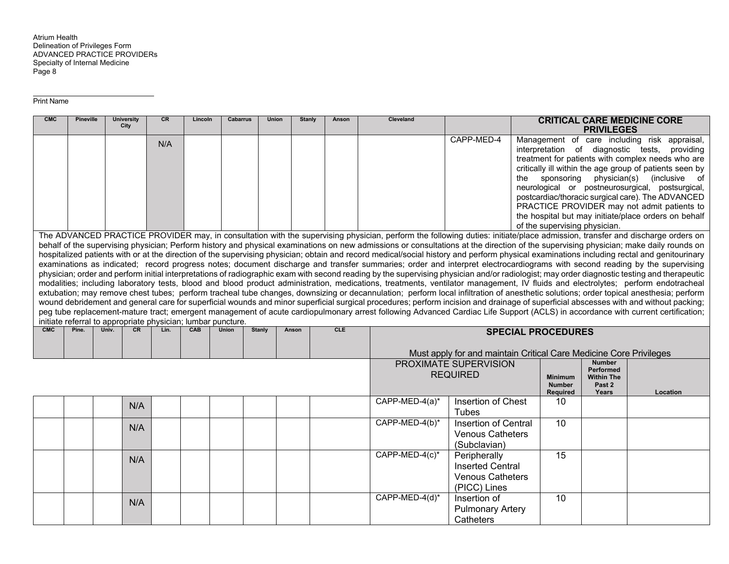Print Name

| CMC | Pineville | University City | CR | Lincoln | Cabarrus | Union | Stanly | Anson | Cleveland | | CRITICAL CARE MEDICINE CORE PRIVILEGES |
|---|---|---|---|---|---|---|---|---|---|---|---|
| | | | N/A | | | | | | | CAPP-MED-4 | Management of care including risk appraisal, interpretation of diagnostic tests, providing treatment for patients with complex needs who are critically ill within the age group of patients seen by the sponsoring physician(s) (inclusive of neurological or postneurosurgical, postsurgical, postcardiac/thoracic surgical care). The ADVANCED PRACTICE PROVIDER may not admit patients to the hospital but may initiate/place orders on behalf of the supervising physician. |

The ADVANCED PRACTICE PROVIDER may, in consultation with the supervising physician, perform the following duties: initiate/place admission, transfer and discharge orders on behalf of the supervising physician; Perform history and physical examinations on new admissions or consultations at the direction of the supervising physician; make daily rounds on hospitalized patients with or at the direction of the supervising physician; obtain and record medical/social history and perform physical examinations including rectal and genitourinary examinations as indicated; record progress notes; document discharge and transfer summaries; order and interpret electrocardiograms with second reading by the supervising physician; order and perform initial interpretations of radiographic exam with second reading by the supervising physician and/or radiologist; may order diagnostic testing and therapeutic modalities; including laboratory tests, blood and blood product administration, medications, treatments, ventilator management, IV fluids and electrolytes; perform endotracheal extubation; may remove chest tubes; perform tracheal tube changes, downsizing or decannulation; perform local infiltration of anesthetic solutions; order topical anesthesia; perform wound debridement and general care for superficial wounds and minor superficial surgical procedures; perform incision and drainage of superficial abscesses with and without packing; peg tube replacement-mature tract; emergent management of acute cardiopulmonary arrest following Advanced Cardiac Life Support (ACLS) in accordance with current certification; initiate referral to appropriate physician; lumbar puncture.

| CMC | Pine. | Univ. | CR | Lin. | CAB | Union | Stanly | Anson | CLE | SPECIAL PROCEDURES<br><br>Must apply for and maintain Critical Care Medicine Core Privileges | | | | |
|---|---|---|---|---|---|---|---|---|---|---|---|---|---|---|
| | | | | | | | | | | PROXIMATE SUPERVISION REQUIRED | | Minimum Number Required | Number Performed Within The Past 2 Years | Location |
| | | | N/A | | | | | | | CAPP-MED-4(a)* | Insertion of Chest Tubes | 10 | | |
| | | | N/A | | | | | | | CAPP-MED-4(b)* | Insertion of Central Venous Catheters (Subclavian) | 10 | | |
| | | | N/A | | | | | | | CAPP-MED-4(c)* | Peripherally Inserted Central Venous Catheters (PICC) Lines | 15 | | |
| | | | N/A | | | | | | | CAPP-MED-4(d)* | Insertion of Pulmonary Artery Catheters | 10 | | |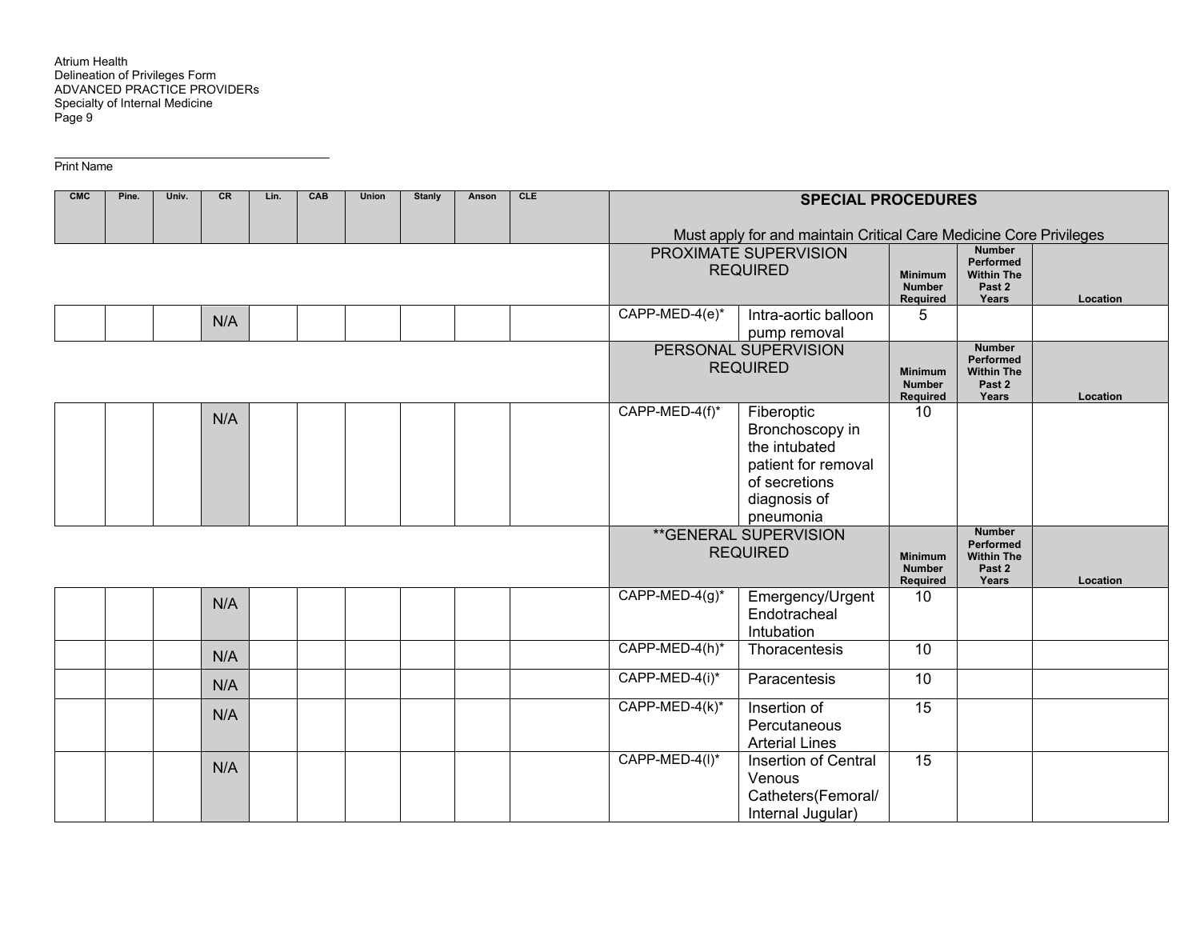Atrium Health
Delineation of Privileges Form
ADVANCED PRACTICE PROVIDERs
Specialty of Internal Medicine

______________________________
Print Name

| CMC | Pine. | Univ. | CR | Lin. | CAB | Union | Stanly | Anson | CLE | **SPECIAL PROCEDURES** Must apply for and maintain Critical Care Medicine Core Privileges | | | | |
|---|---|---|---|---|---|---|---|---|---|---|---|---|---|---|
| | | | | | | | | | | PROXIMATE SUPERVISION REQUIRED | | Minimum Number Required | Number Performed Within The Past 2 Years | Location |
| | | | N/A | | | | | | | CAPP-MED-4(e)* | Intra-aortic balloon pump removal | 5 | | |
| | | | | | | | | | | PERSONAL SUPERVISION REQUIRED | | Minimum Number Required | Number Performed Within The Past 2 Years | Location |
| | | | N/A | | | | | | | CAPP-MED-4(f)* | Fiberoptic Bronchoscopy in the intubated patient for removal of secretions diagnosis of pneumonia | 10 | | |
| | | | | | | | | | | **GENERAL SUPERVISION REQUIRED | | Minimum Number Required | Number Performed Within The Past 2 Years | Location |
| | | | N/A | | | | | | | CAPP-MED-4(g)* | Emergency/Urgent Endotracheal Intubation | 10 | | |
| | | | N/A | | | | | | | CAPP-MED-4(h)* | Thoracentesis | 10 | | |
| | | | N/A | | | | | | | CAPP-MED-4(i)* | Paracentesis | 10 | | |
| | | | N/A | | | | | | | CAPP-MED-4(k)* | Insertion of Percutaneous Arterial Lines | 15 | | |
| | | | N/A | | | | | | | CAPP-MED-4(l)* | Insertion of Central Venous Catheters(Femoral/ Internal Jugular) | 15 | | |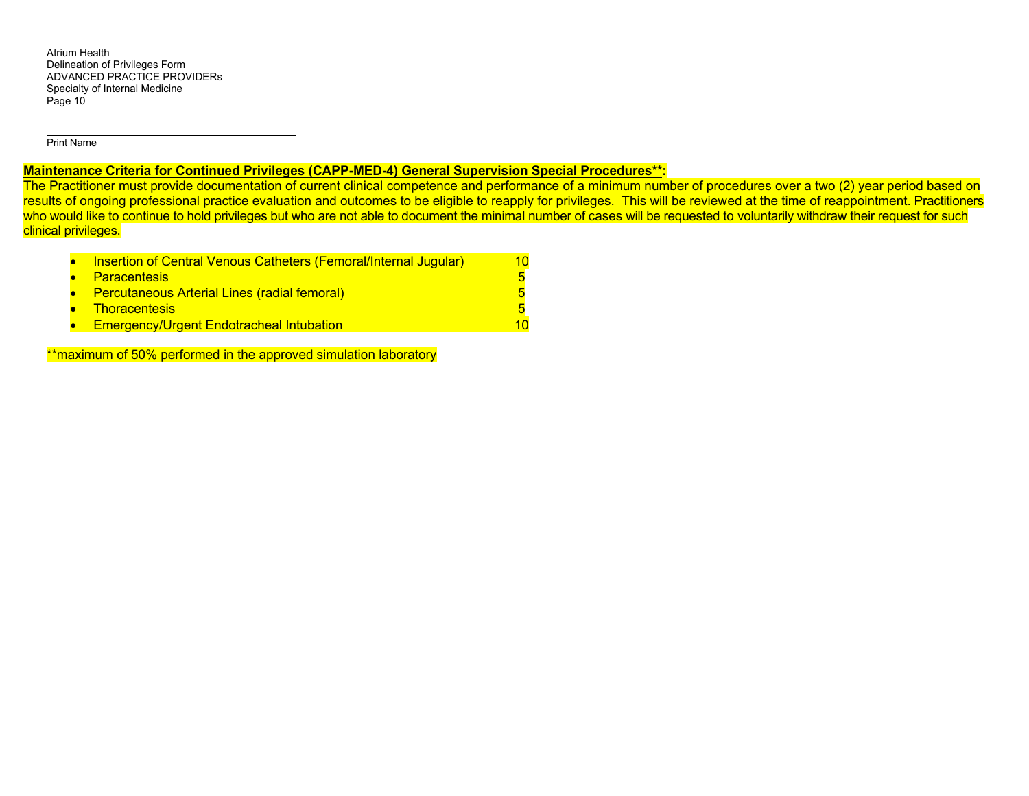Print Name

**Maintenance Criteria for Continued Privileges (CAPP-MED-4) General Supervision Special Procedures**:**

The Practitioner must provide documentation of current clinical competence and performance of a minimum number of procedures over a two (2) year period based on results of ongoing professional practice evaluation and outcomes to be eligible to reapply for privileges. This will be reviewed at the time of reappointment. Practitioners who would like to continue to hold privileges but who are not able to document the minimal number of cases will be requested to voluntarily withdraw their request for such clinical privileges.

- Insertion of Central Venous Catheters (Femoral/Internal Jugular) 10
- Paracentesis 5
- Percutaneous Arterial Lines (radial femoral) 5
- Thoracentesis 5
- Emergency/Urgent Endotracheal Intubation 10

**maximum of 50% performed in the approved simulation laboratory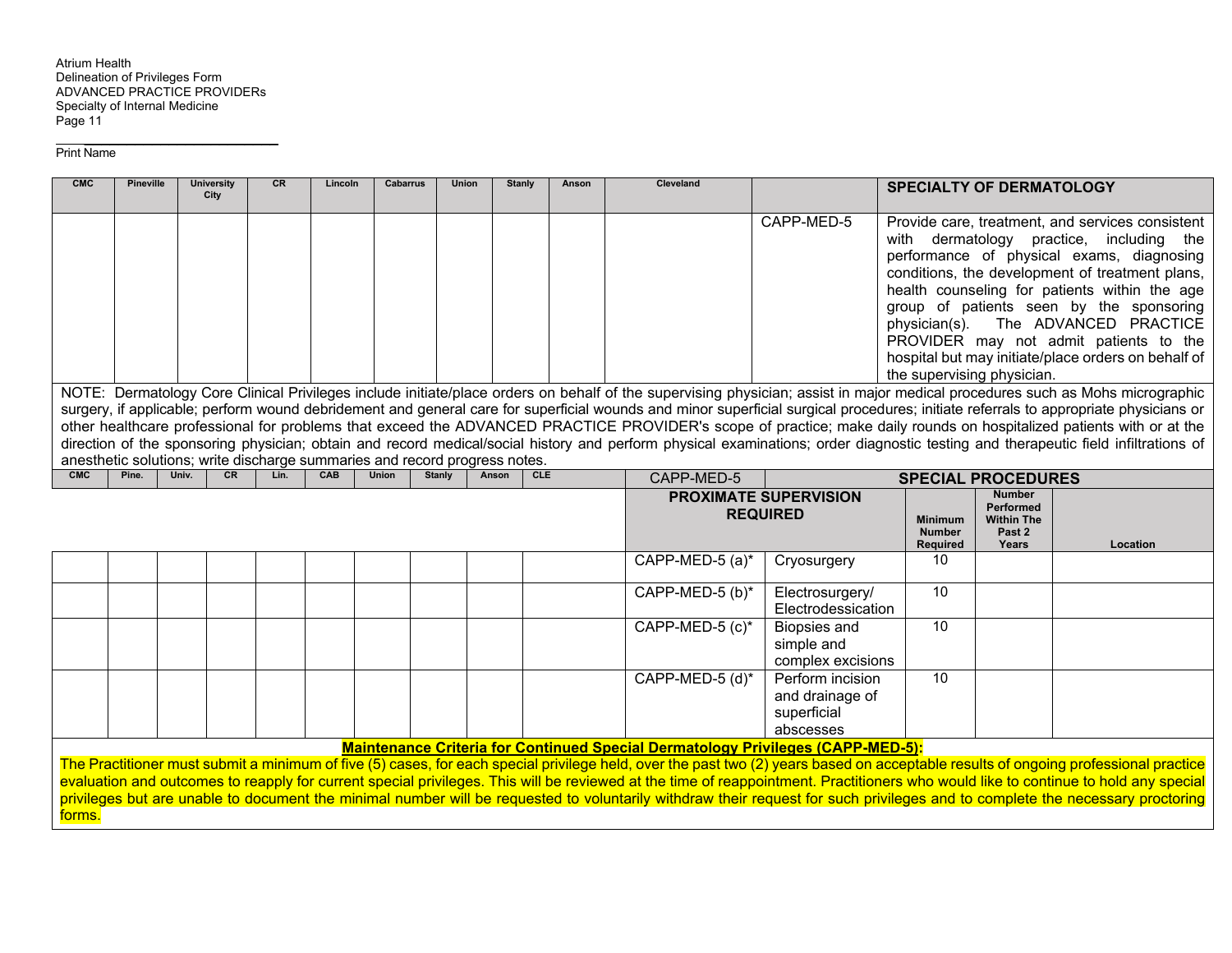Atrium Health
Delineation of Privileges Form
ADVANCED PRACTICE PROVIDERs
Specialty of Internal Medicine

Print Name

| CMC | Pineville | University City | CR | Lincoln | Cabarrus | Union | Stanly | Anson | Cleveland | | SPECIALTY OF DERMATOLOGY |
|---|---|---|---|---|---|---|---|---|---|---|---|
| | | | | | | | | | | CAPP-MED-5 | Provide care, treatment, and services consistent with dermatology practice, including the performance of physical exams, diagnosing conditions, the development of treatment plans, health counseling for patients within the age group of patients seen by the sponsoring physician(s). The ADVANCED PRACTICE PROVIDER may not admit patients to the hospital but may initiate/place orders on behalf of the supervising physician. |

NOTE: Dermatology Core Clinical Privileges include initiate/place orders on behalf of the supervising physician; assist in major medical procedures such as Mohs micrographic surgery, if applicable; perform wound debridement and general care for superficial wounds and minor superficial surgical procedures; initiate referrals to appropriate physicians or other healthcare professional for problems that exceed the ADVANCED PRACTICE PROVIDER's scope of practice; make daily rounds on hospitalized patients with or at the direction of the sponsoring physician; obtain and record medical/social history and perform physical examinations; order diagnostic testing and therapeutic field infiltrations of anesthetic solutions; write discharge summaries and record progress notes.

| CMC | Pine. | Univ. | CR | Lin. | CAB | Union | Stanly | Anson | CLE | CAPP-MED-5 | SPECIAL PROCEDURES | | | |
|---|---|---|---|---|---|---|---|---|---|---|---|---|---|---|
| | | | | | | | | | | PROXIMATE SUPERVISION REQUIRED | | Minimum Number Required | Number Performed Within The Past 2 Years | Location |
| | | | | | | | | | | CAPP-MED-5 (a)* | Cryosurgery | 10 | | |
| | | | | | | | | | | CAPP-MED-5 (b)* | Electrosurgery/ Electrodessication | 10 | | |
| | | | | | | | | | | CAPP-MED-5 (c)* | Biopsies and simple and complex excisions | 10 | | |
| | | | | | | | | | | CAPP-MED-5 (d)* | Perform incision and drainage of superficial abscesses | 10 | | |

**Maintenance Criteria for Continued Special Dermatology Privileges (CAPP-MED-5):**

The Practitioner must submit a minimum of five (5) cases, for each special privilege held, over the past two (2) years based on acceptable results of ongoing professional practice evaluation and outcomes to reapply for current special privileges. This will be reviewed at the time of reappointment. Practitioners who would like to continue to hold any special privileges but are unable to document the minimal number will be requested to voluntarily withdraw their request for such privileges and to complete the necessary proctoring forms.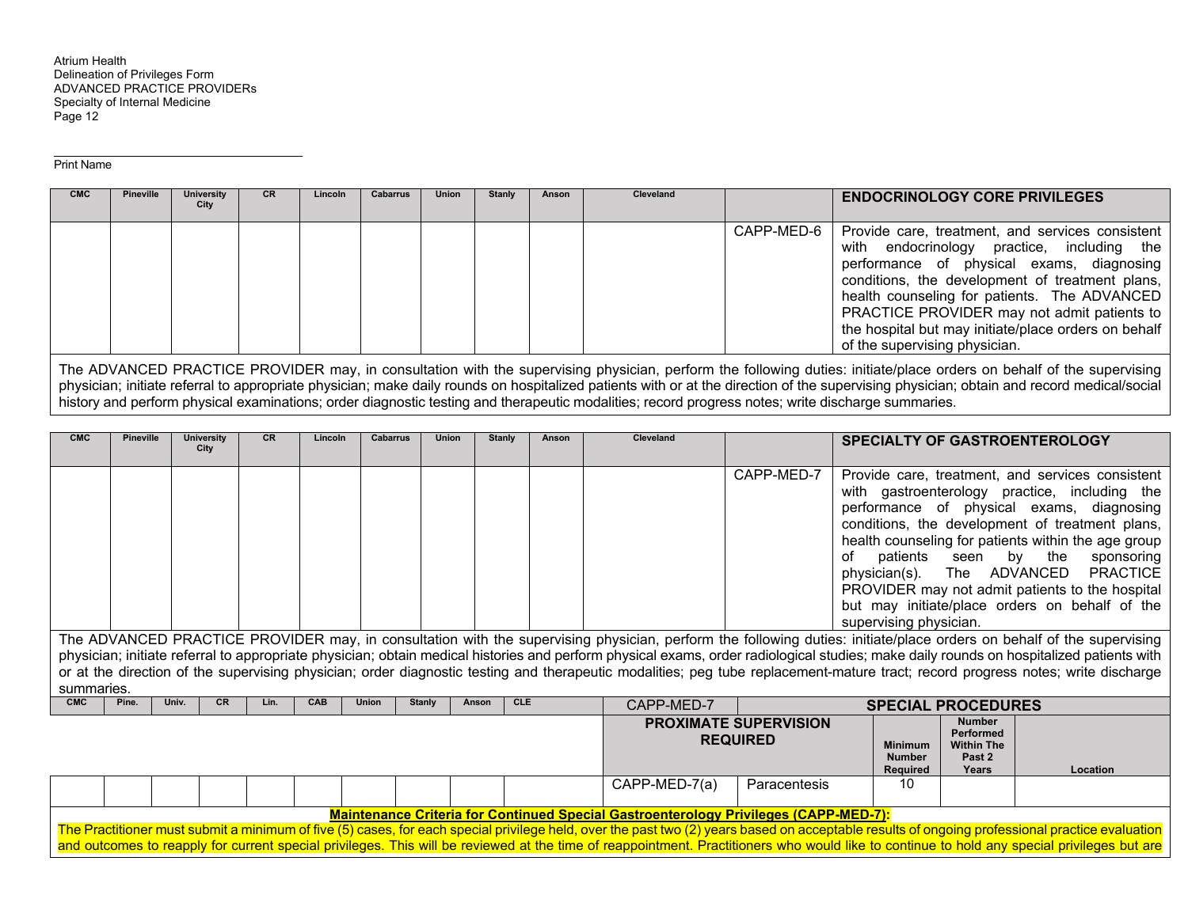Atrium Health
Delineation of Privileges Form
ADVANCED PRACTICE PROVIDERs
Specialty of Internal Medicine

Print Name

| CMC | Pineville | University City | CR | Lincoln | Cabarrus | Union | Stanly | Anson | Cleveland | | **ENDOCRINOLOGY CORE PRIVILEGES** |
|---|---|---|---|---|---|---|---|---|---|---|---|
| | | | | | | | | | | CAPP-MED-6 | Provide care, treatment, and services consistent with endocrinology practice, including the performance of physical exams, diagnosing conditions, the development of treatment plans, health counseling for patients. The ADVANCED PRACTICE PROVIDER may not admit patients to the hospital but may initiate/place orders on behalf of the supervising physician. |

The ADVANCED PRACTICE PROVIDER may, in consultation with the supervising physician, perform the following duties: initiate/place orders on behalf of the supervising physician; initiate referral to appropriate physician; make daily rounds on hospitalized patients with or at the direction of the supervising physician; obtain and record medical/social history and perform physical examinations; order diagnostic testing and therapeutic modalities; record progress notes; write discharge summaries.

| CMC | Pineville | University City | CR | Lincoln | Cabarrus | Union | Stanly | Anson | Cleveland | | **SPECIALTY OF GASTROENTEROLOGY** |
|---|---|---|---|---|---|---|---|---|---|---|---|
| | | | | | | | | | | CAPP-MED-7 | Provide care, treatment, and services consistent with gastroenterology practice, including the performance of physical exams, diagnosing conditions, the development of treatment plans, health counseling for patients within the age group of patients seen by the sponsoring physician(s). The ADVANCED PRACTICE PROVIDER may not admit patients to the hospital but may initiate/place orders on behalf of the supervising physician. |

The ADVANCED PRACTICE PROVIDER may, in consultation with the supervising physician, perform the following duties: initiate/place orders on behalf of the supervising physician; initiate referral to appropriate physician; obtain medical histories and perform physical exams, order radiological studies; make daily rounds on hospitalized patients with or at the direction of the supervising physician; order diagnostic testing and therapeutic modalities; peg tube replacement-mature tract; record progress notes; write discharge summaries.

| CMC | Pine. | Univ. | CR | Lin. | CAB | Union | Stanly | Anson | CLE | CAPP-MED-7 | **SPECIAL PROCEDURES** | | | |
|---|---|---|---|---|---|---|---|---|---|---|---|---|---|---|
| | | | | | | | | | | **PROXIMATE SUPERVISION REQUIRED** | | **Minimum Number Required** | **Number Performed Within The Past 2 Years** | **Location** |
| | | | | | | | | | | CAPP-MED-7(a) | Paracentesis | 10 | | |

**Maintenance Criteria for Continued Special Gastroenterology Privileges (CAPP-MED-7):**

The Practitioner must submit a minimum of five (5) cases, for each special privilege held, over the past two (2) years based on acceptable results of ongoing professional practice evaluation and outcomes to reapply for current special privileges. This will be reviewed at the time of reappointment. Practitioners who would like to continue to hold any special privileges but are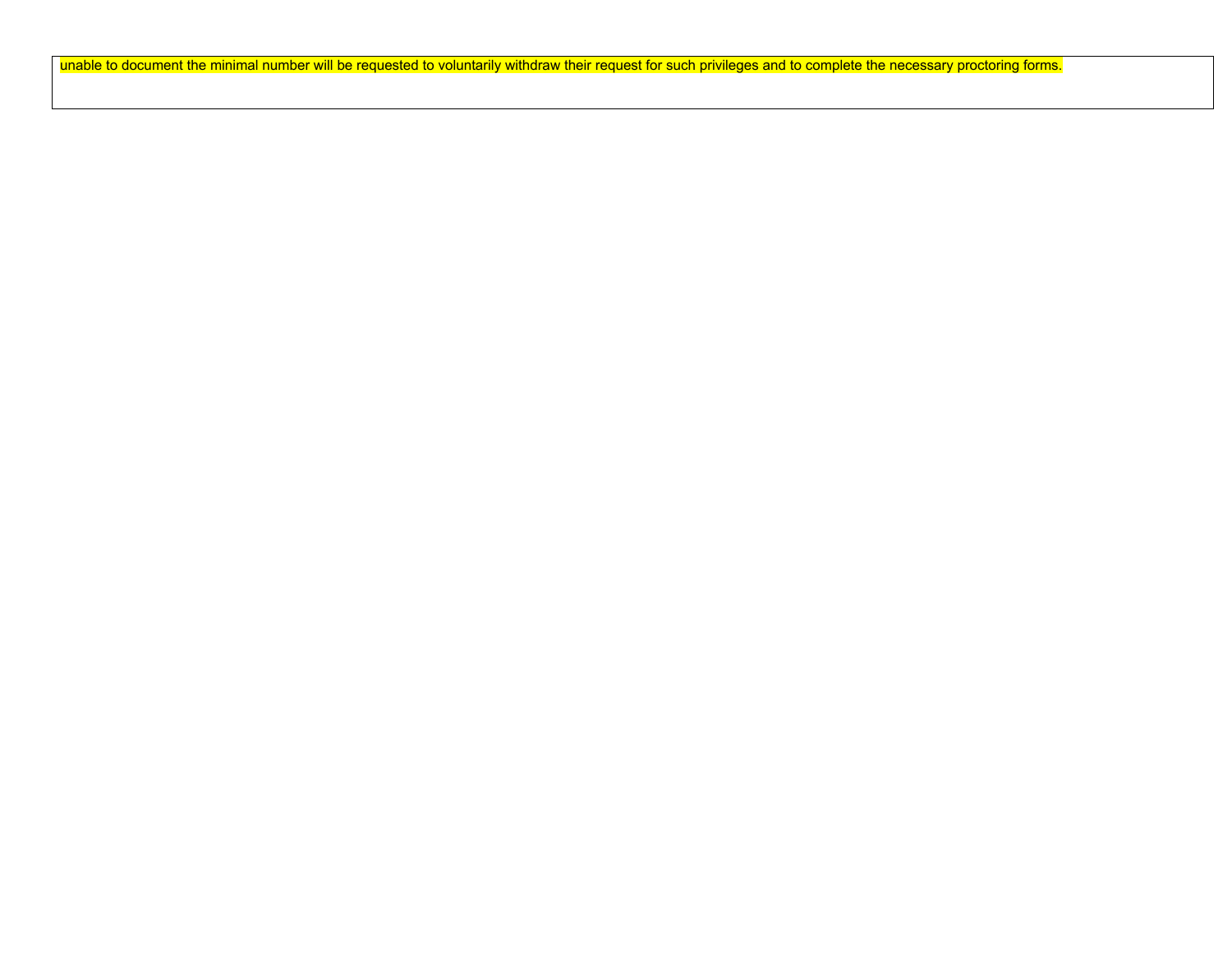| unable to document the minimal number will be requested to voluntarily withdraw their request for such privileges and to complete the necessary proctoring forms. |
| --- |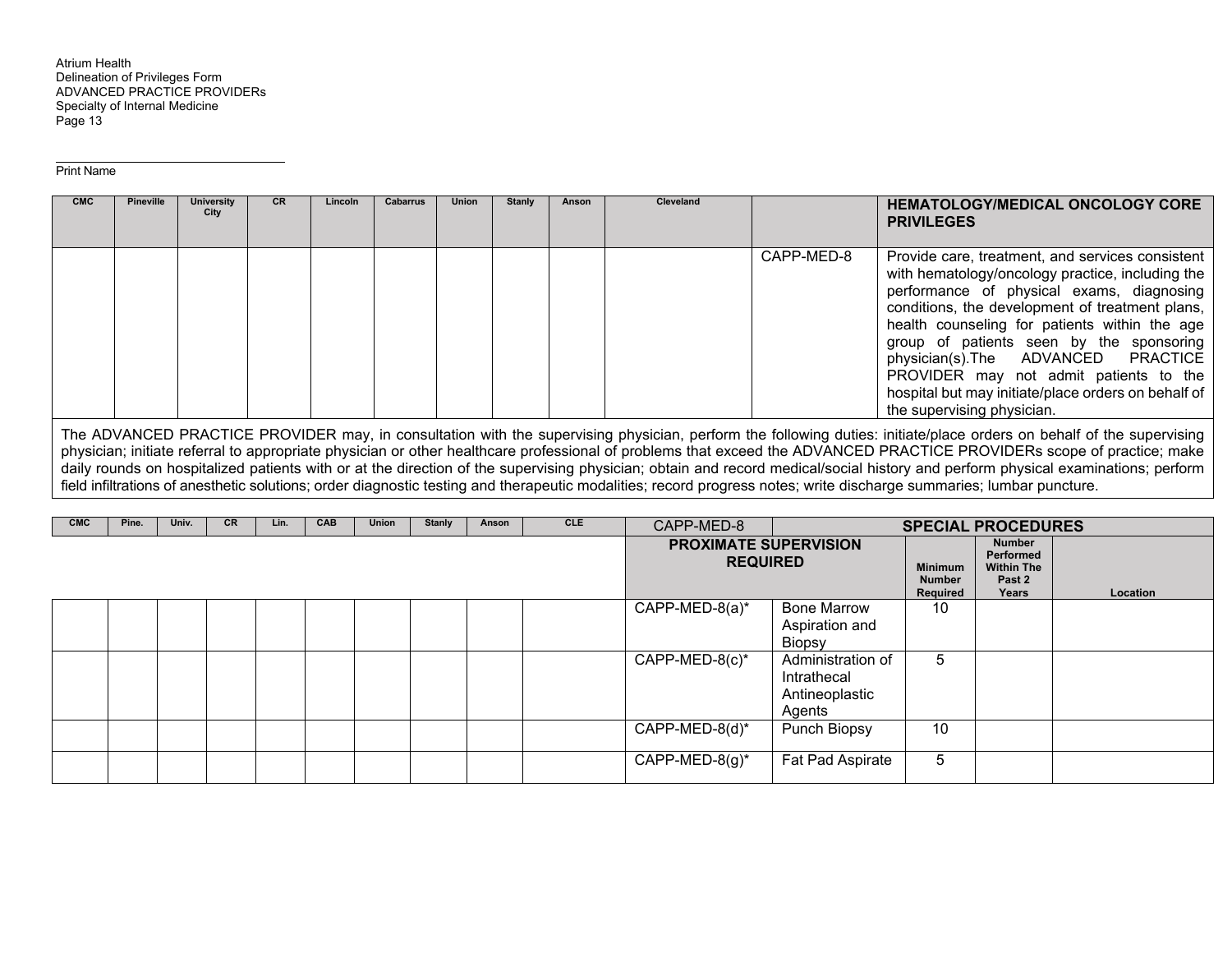Print Name

| CMC | Pineville | University City | CR | Lincoln | Cabarrus | Union | Stanly | Anson | Cleveland | | HEMATOLOGY/MEDICAL ONCOLOGY CORE PRIVILEGES |
|---|---|---|---|---|---|---|---|---|---|---|---|
| | | | | | | | | | | CAPP-MED-8 | Provide care, treatment, and services consistent with hematology/oncology practice, including the performance of physical exams, diagnosing conditions, the development of treatment plans, health counseling for patients within the age group of patients seen by the sponsoring physician(s).The ADVANCED PRACTICE PROVIDER may not admit patients to the hospital but may initiate/place orders on behalf of the supervising physician. |

The ADVANCED PRACTICE PROVIDER may, in consultation with the supervising physician, perform the following duties: initiate/place orders on behalf of the supervising physician; initiate referral to appropriate physician or other healthcare professional of problems that exceed the ADVANCED PRACTICE PROVIDERs scope of practice; make daily rounds on hospitalized patients with or at the direction of the supervising physician; obtain and record medical/social history and perform physical examinations; perform field infiltrations of anesthetic solutions; order diagnostic testing and therapeutic modalities; record progress notes; write discharge summaries; lumbar puncture.

| CMC | Pine. | Univ. | CR | Lin. | CAB | Union | Stanly | Anson | CLE | CAPP-MED-8 | SPECIAL PROCEDURES | | | |
|---|---|---|---|---|---|---|---|---|---|---|---|---|---|---|
| | | | | | | | | | | PROXIMATE SUPERVISION REQUIRED | | Minimum Number Required | Number Performed Within The Past 2 Years | Location |
| | | | | | | | | | | CAPP-MED-8(a)* | Bone Marrow Aspiration and Biopsy | 10 | | |
| | | | | | | | | | | CAPP-MED-8(c)* | Administration of Intrathecal Antineoplastic Agents | 5 | | |
| | | | | | | | | | | CAPP-MED-8(d)* | Punch Biopsy | 10 | | |
| | | | | | | | | | | CAPP-MED-8(g)* | Fat Pad Aspirate | 5 | | |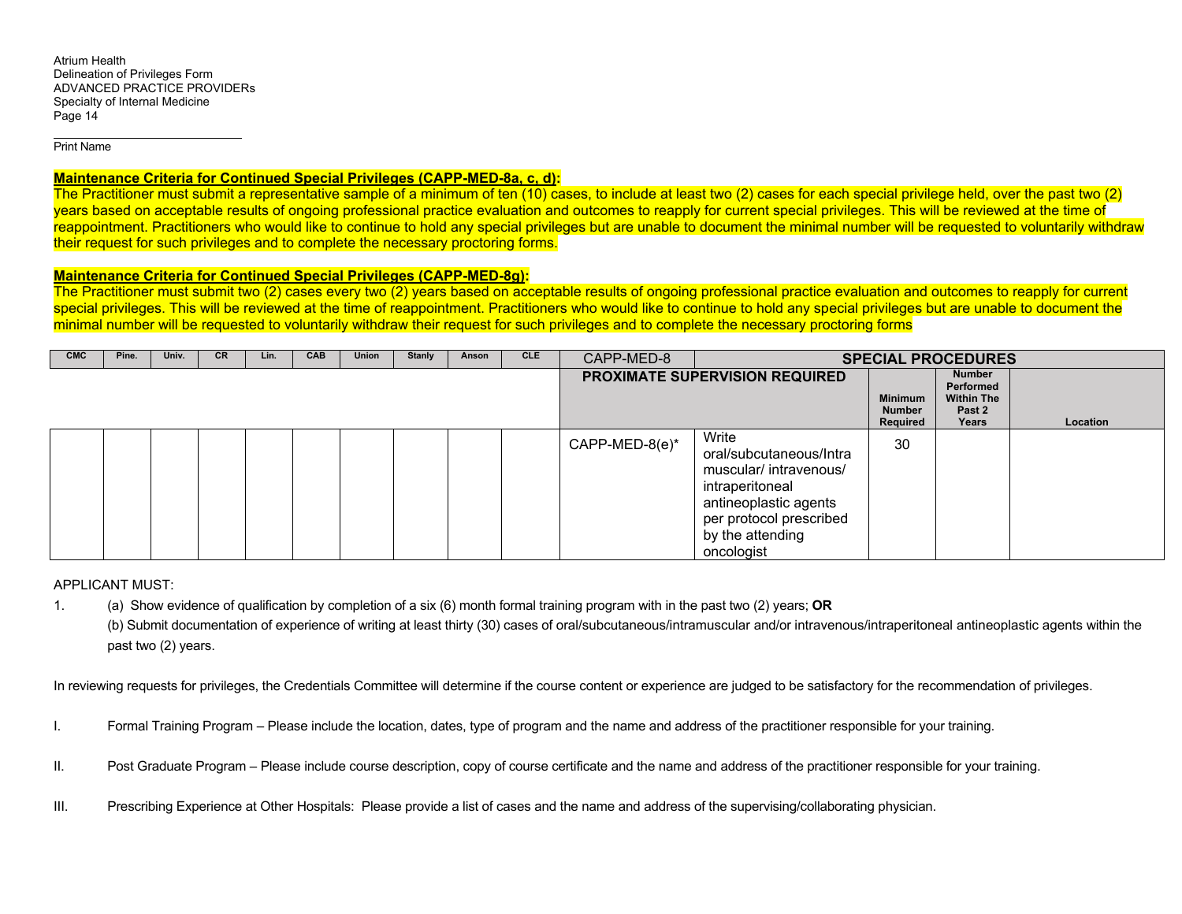Print Name

**Maintenance Criteria for Continued Special Privileges (CAPP-MED-8a, c, d):**
The Practitioner must submit a representative sample of a minimum of ten (10) cases, to include at least two (2) cases for each special privilege held, over the past two (2) years based on acceptable results of ongoing professional practice evaluation and outcomes to reapply for current special privileges. This will be reviewed at the time of reappointment. Practitioners who would like to continue to hold any special privileges but are unable to document the minimal number will be requested to voluntarily withdraw their request for such privileges and to complete the necessary proctoring forms.

**Maintenance Criteria for Continued Special Privileges (CAPP-MED-8g):**
The Practitioner must submit two (2) cases every two (2) years based on acceptable results of ongoing professional practice evaluation and outcomes to reapply for current special privileges. This will be reviewed at the time of reappointment. Practitioners who would like to continue to hold any special privileges but are unable to document the minimal number will be requested to voluntarily withdraw their request for such privileges and to complete the necessary proctoring forms

| CMC | Pine. | Univ. | CR | Lin. | CAB | Union | Stanly | Anson | CLE | CAPP-MED-8 | SPECIAL PROCEDURES | | | |
|---|---|---|---|---|---|---|---|---|---|---|---|---|---|---|
| | | | | | | | | | | PROXIMATE SUPERVISION REQUIRED | | Minimum Number Required | Number Performed Within The Past 2 Years | Location |
| | | | | | | | | | | CAPP-MED-8(e)* | Write oral/subcutaneous/Intramuscular/ intravenous/ intraperitoneal antineoplastic agents per protocol prescribed by the attending oncologist | 30 | | |

APPLICANT MUST:

1. (a) Show evidence of qualification by completion of a six (6) month formal training program with in the past two (2) years; **OR**
   (b) Submit documentation of experience of writing at least thirty (30) cases of oral/subcutaneous/intramuscular and/or intravenous/intraperitoneal antineoplastic agents within the past two (2) years.

In reviewing requests for privileges, the Credentials Committee will determine if the course content or experience are judged to be satisfactory for the recommendation of privileges.

I. Formal Training Program – Please include the location, dates, type of program and the name and address of the practitioner responsible for your training.

II. Post Graduate Program – Please include course description, copy of course certificate and the name and address of the practitioner responsible for your training.

III. Prescribing Experience at Other Hospitals: Please provide a list of cases and the name and address of the supervising/collaborating physician.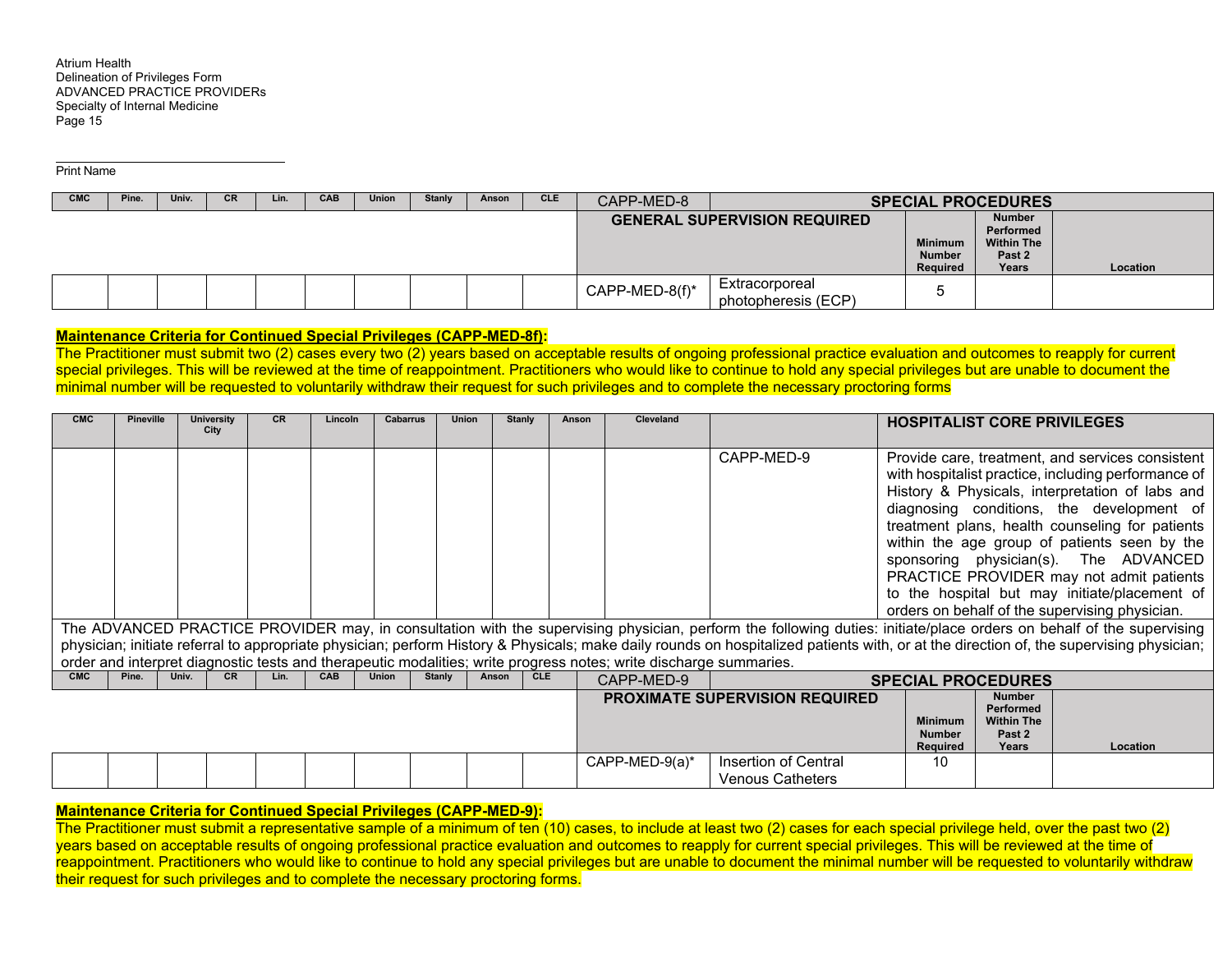Print Name

| CMC | Pine. | Univ. | CR | Lin. | CAB | Union | Stanly | Anson | CLE | CAPP-MED-8 | SPECIAL PROCEDURES | | | |
|---|---|---|---|---|---|---|---|---|---|---|---|---|---|---|
| | | | | | | | | | | GENERAL SUPERVISION REQUIRED | | Minimum Number Required | Number Performed Within The Past 2 Years | Location |
| | | | | | | | | | | CAPP-MED-8(f)* | Extracorporeal photopheresis (ECP) | 5 | | |

**Maintenance Criteria for Continued Special Privileges (CAPP-MED-8f):**
The Practitioner must submit two (2) cases every two (2) years based on acceptable results of ongoing professional practice evaluation and outcomes to reapply for current special privileges. This will be reviewed at the time of reappointment. Practitioners who would like to continue to hold any special privileges but are unable to document the minimal number will be requested to voluntarily withdraw their request for such privileges and to complete the necessary proctoring forms

| CMC | Pineville | University City | CR | Lincoln | Cabarrus | Union | Stanly | Anson | Cleveland | | HOSPITALIST CORE PRIVILEGES |
|---|---|---|---|---|---|---|---|---|---|---|---|
| | | | | | | | | | | CAPP-MED-9 | Provide care, treatment, and services consistent with hospitalist practice, including performance of History & Physicals, interpretation of labs and diagnosing conditions, the development of treatment plans, health counseling for patients within the age group of patients seen by the sponsoring physician(s). The ADVANCED PRACTICE PROVIDER may not admit patients to the hospital but may initiate/placement of orders on behalf of the supervising physician. |

The ADVANCED PRACTICE PROVIDER may, in consultation with the supervising physician, perform the following duties: initiate/place orders on behalf of the supervising physician; initiate referral to appropriate physician; perform History & Physicals; make daily rounds on hospitalized patients with, or at the direction of, the supervising physician; order and interpret diagnostic tests and therapeutic modalities; write progress notes; write discharge summaries.

| CMC | Pine. | Univ. | CR | Lin. | CAB | Union | Stanly | Anson | CLE | CAPP-MED-9 | SPECIAL PROCEDURES | | | |
|---|---|---|---|---|---|---|---|---|---|---|---|---|---|---|
| | | | | | | | | | | PROXIMATE SUPERVISION REQUIRED | | Minimum Number Required | Number Performed Within The Past 2 Years | Location |
| | | | | | | | | | | CAPP-MED-9(a)* | Insertion of Central Venous Catheters | 10 | | |

**Maintenance Criteria for Continued Special Privileges (CAPP-MED-9):**
The Practitioner must submit a representative sample of a minimum of ten (10) cases, to include at least two (2) cases for each special privilege held, over the past two (2) years based on acceptable results of ongoing professional practice evaluation and outcomes to reapply for current special privileges. This will be reviewed at the time of reappointment. Practitioners who would like to continue to hold any special privileges but are unable to document the minimal number will be requested to voluntarily withdraw their request for such privileges and to complete the necessary proctoring forms.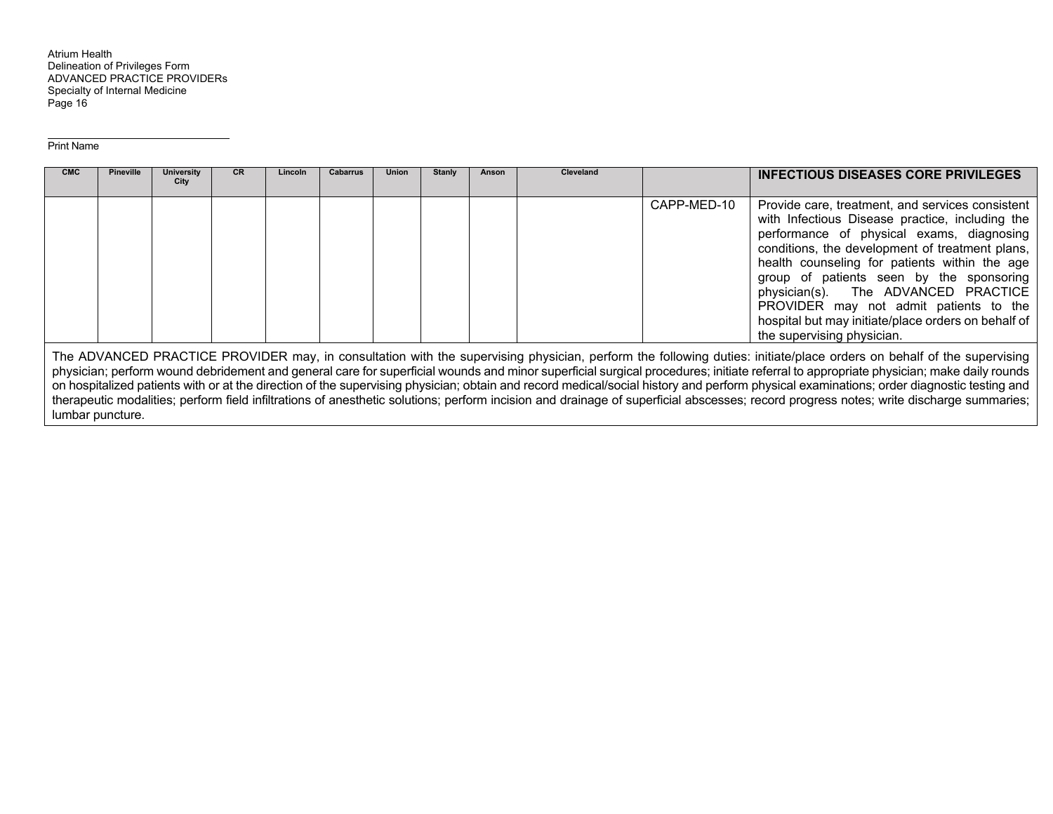Atrium Health
Delineation of Privileges Form
ADVANCED PRACTICE PROVIDERs
Specialty of Internal Medicine

______________________________
Print Name

| CMC | Pineville | University City | CR | Lincoln | Cabarrus | Union | Stanly | Anson | Cleveland | | INFECTIOUS DISEASES CORE PRIVILEGES |
|---|---|---|---|---|---|---|---|---|---|---|---|
| | | | | | | | | | | CAPP-MED-10 | Provide care, treatment, and services consistent with Infectious Disease practice, including the performance of physical exams, diagnosing conditions, the development of treatment plans, health counseling for patients within the age group of patients seen by the sponsoring physician(s). The ADVANCED PRACTICE PROVIDER may not admit patients to the hospital but may initiate/place orders on behalf of the supervising physician. |
| The ADVANCED PRACTICE PROVIDER may, in consultation with the supervising physician, perform the following duties: initiate/place orders on behalf of the supervising physician; perform wound debridement and general care for superficial wounds and minor superficial surgical procedures; initiate referral to appropriate physician; make daily rounds on hospitalized patients with or at the direction of the supervising physician; obtain and record medical/social history and perform physical examinations; order diagnostic testing and therapeutic modalities; perform field infiltrations of anesthetic solutions; perform incision and drainage of superficial abscesses; record progress notes; write discharge summaries; lumbar puncture. | | | | | | | | | | | |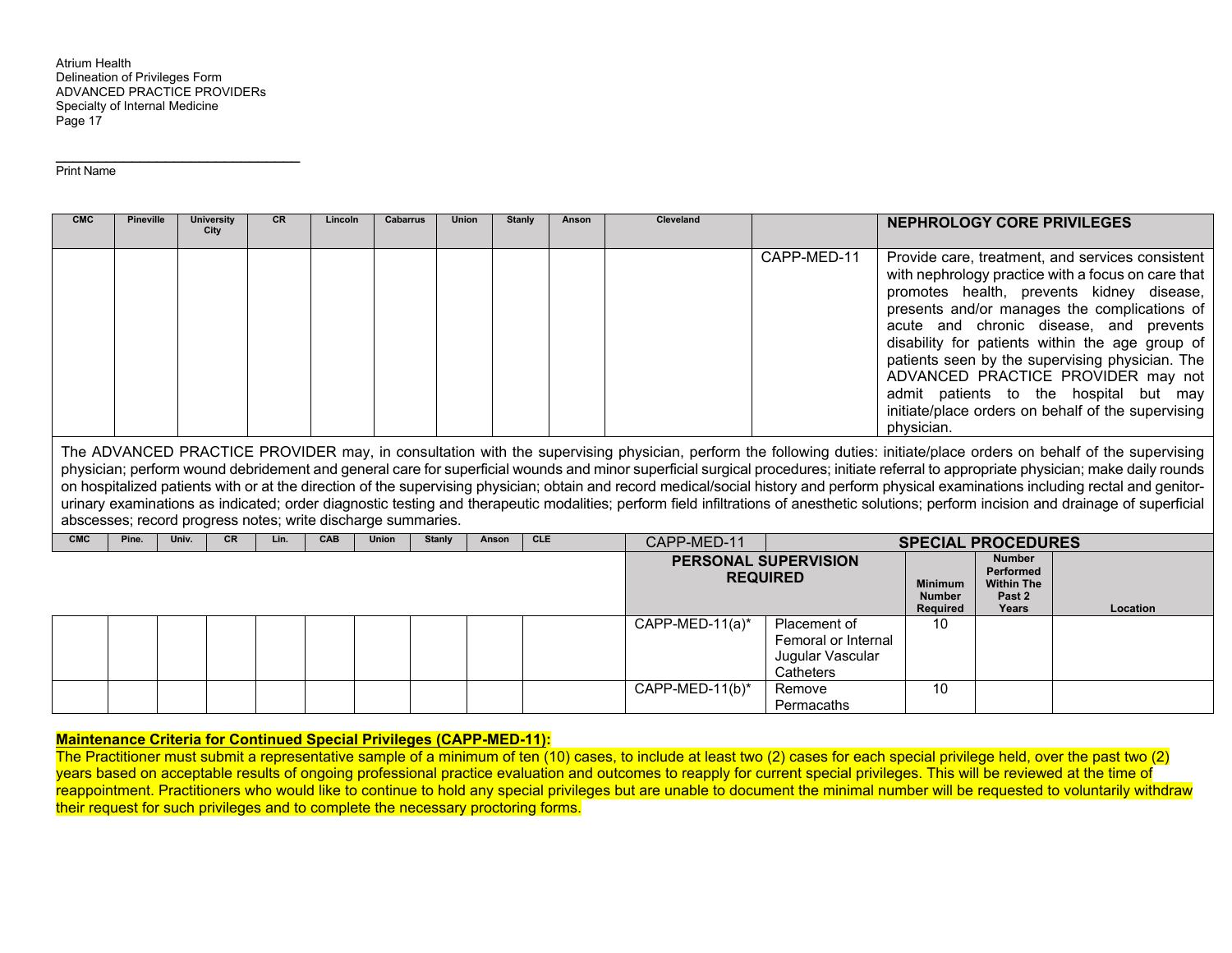Atrium Health
Delineation of Privileges Form
ADVANCED PRACTICE PROVIDERs
Specialty of Internal Medicine

\_\_\_\_\_\_\_\_\_\_\_\_\_\_\_\_\_\_\_\_\_\_\_\_\_\_\_\_\_\_\_\_
Print Name

| CMC | Pineville | University City | CR | Lincoln | Cabarrus | Union | Stanly | Anson | Cleveland | | NEPHROLOGY CORE PRIVILEGES |
|---|---|---|---|---|---|---|---|---|---|---|---|
| | | | | | | | | | | CAPP-MED-11 | Provide care, treatment, and services consistent with nephrology practice with a focus on care that promotes health, prevents kidney disease, presents and/or manages the complications of acute and chronic disease, and prevents disability for patients within the age group of patients seen by the supervising physician. The ADVANCED PRACTICE PROVIDER may not admit patients to the hospital but may initiate/place orders on behalf of the supervising physician. |

The ADVANCED PRACTICE PROVIDER may, in consultation with the supervising physician, perform the following duties: initiate/place orders on behalf of the supervising physician; perform wound debridement and general care for superficial wounds and minor superficial surgical procedures; initiate referral to appropriate physician; make daily rounds on hospitalized patients with or at the direction of the supervising physician; obtain and record medical/social history and perform physical examinations including rectal and genitor-urinary examinations as indicated; order diagnostic testing and therapeutic modalities; perform field infiltrations of anesthetic solutions; perform incision and drainage of superficial abscesses; record progress notes; write discharge summaries.

| CMC | Pine. | Univ. | CR | Lin. | CAB | Union | Stanly | Anson | CLE | CAPP-MED-11 | SPECIAL PROCEDURES | | | |
|---|---|---|---|---|---|---|---|---|---|---|---|---|---|---|
| | | | | | | | | | | PERSONAL SUPERVISION REQUIRED | | Minimum Number Required | Number Performed Within The Past 2 Years | Location |
| | | | | | | | | | | CAPP-MED-11(a)* | Placement of Femoral or Internal Jugular Vascular Catheters | 10 | | |
| | | | | | | | | | | CAPP-MED-11(b)* | Remove Permacaths | 10 | | |

**Maintenance Criteria for Continued Special Privileges (CAPP-MED-11):**
The Practitioner must submit a representative sample of a minimum of ten (10) cases, to include at least two (2) cases for each special privilege held, over the past two (2) years based on acceptable results of ongoing professional practice evaluation and outcomes to reapply for current special privileges. This will be reviewed at the time of reappointment. Practitioners who would like to continue to hold any special privileges but are unable to document the minimal number will be requested to voluntarily withdraw their request for such privileges and to complete the necessary proctoring forms.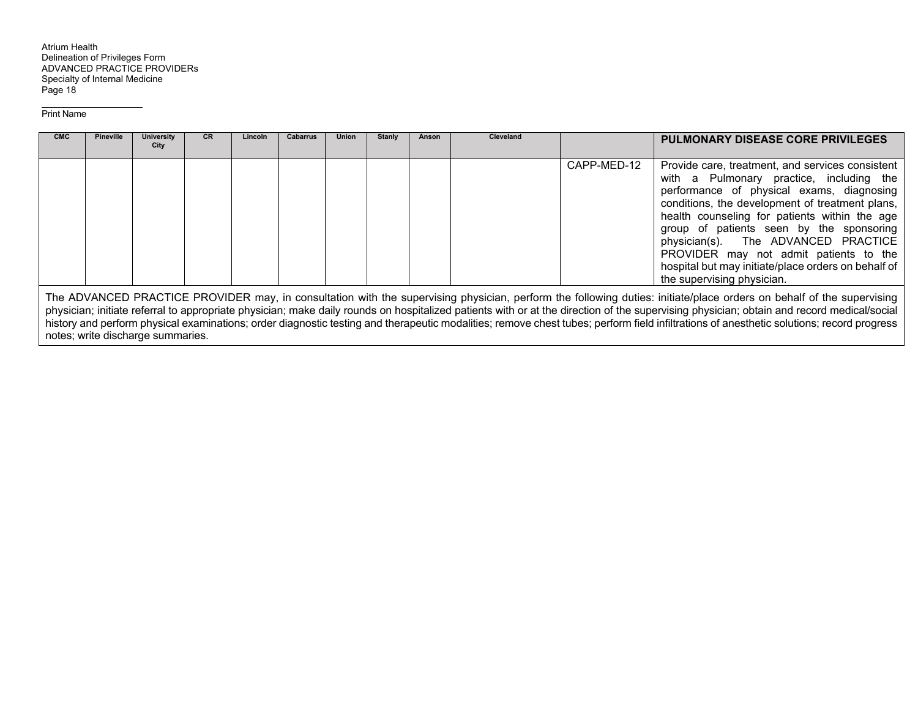Atrium Health
Delineation of Privileges Form
ADVANCED PRACTICE PROVIDERs
Specialty of Internal Medicine

Print Name

| CMC | Pineville | University City | CR | Lincoln | Cabarrus | Union | Stanly | Anson | Cleveland | | PULMONARY DISEASE CORE PRIVILEGES |
|---|---|---|---|---|---|---|---|---|---|---|---|
| | | | | | | | | | | CAPP-MED-12 | Provide care, treatment, and services consistent with a Pulmonary practice, including the performance of physical exams, diagnosing conditions, the development of treatment plans, health counseling for patients within the age group of patients seen by the sponsoring physician(s). The ADVANCED PRACTICE PROVIDER may not admit patients to the hospital but may initiate/place orders on behalf of the supervising physician. |

The ADVANCED PRACTICE PROVIDER may, in consultation with the supervising physician, perform the following duties: initiate/place orders on behalf of the supervising physician; initiate referral to appropriate physician; make daily rounds on hospitalized patients with or at the direction of the supervising physician; obtain and record medical/social history and perform physical examinations; order diagnostic testing and therapeutic modalities; remove chest tubes; perform field infiltrations of anesthetic solutions; record progress notes; write discharge summaries.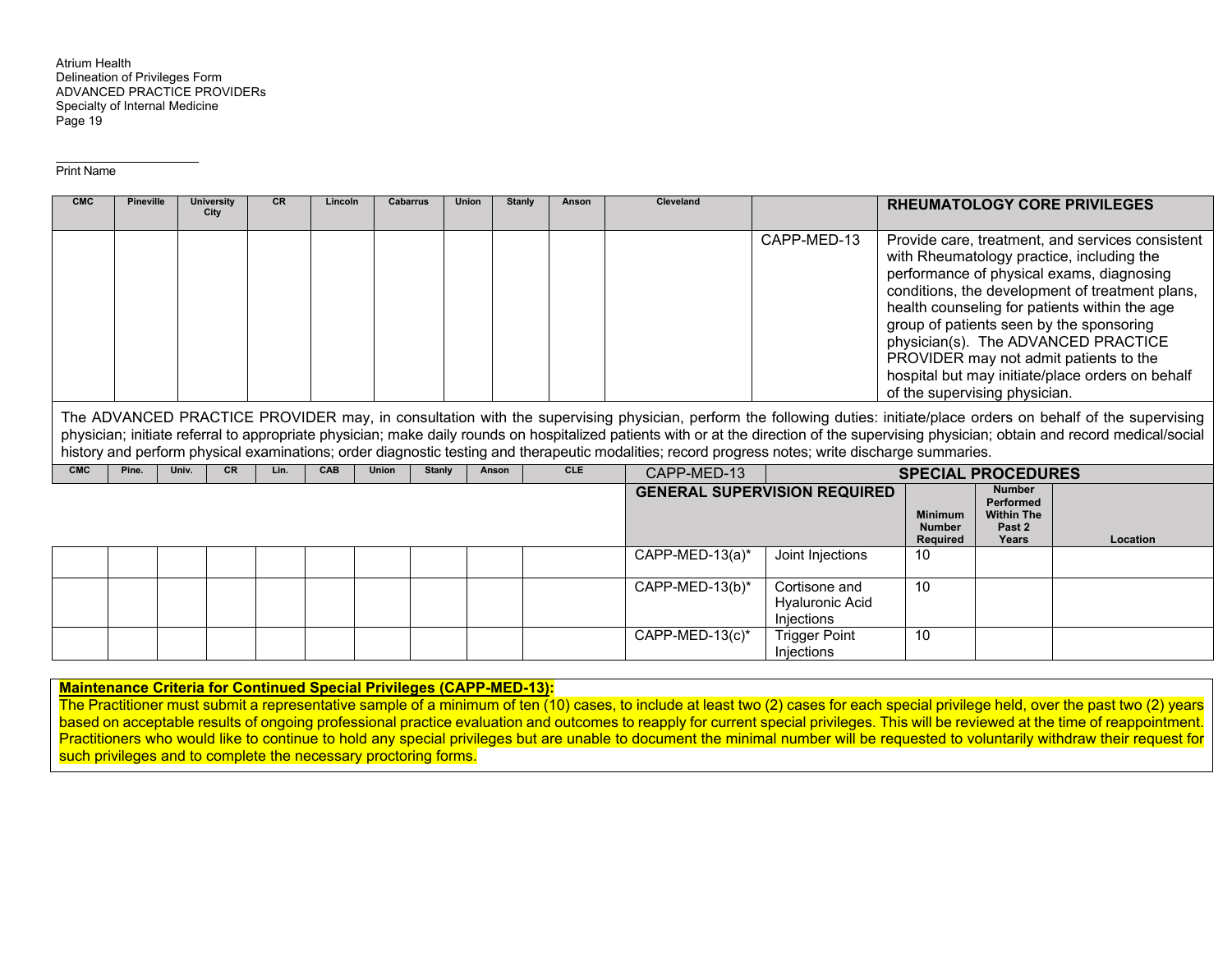Print Name

| CMC | Pineville | University City | CR | Lincoln | Cabarrus | Union | Stanly | Anson | Cleveland | | RHEUMATOLOGY CORE PRIVILEGES |
|---|---|---|---|---|---|---|---|---|---|---|---|
| | | | | | | | | | | CAPP-MED-13 | Provide care, treatment, and services consistent with Rheumatology practice, including the performance of physical exams, diagnosing conditions, the development of treatment plans, health counseling for patients within the age group of patients seen by the sponsoring physician(s). The ADVANCED PRACTICE PROVIDER may not admit patients to the hospital but may initiate/place orders on behalf of the supervising physician. |

The ADVANCED PRACTICE PROVIDER may, in consultation with the supervising physician, perform the following duties: initiate/place orders on behalf of the supervising physician; initiate referral to appropriate physician; make daily rounds on hospitalized patients with or at the direction of the supervising physician; obtain and record medical/social history and perform physical examinations; order diagnostic testing and therapeutic modalities; record progress notes; write discharge summaries.

| CMC | Pine. | Univ. | CR | Lin. | CAB | Union | Stanly | Anson | CLE | CAPP-MED-13 | SPECIAL PROCEDURES | | | |
|---|---|---|---|---|---|---|---|---|---|---|---|---|---|---|
| | | | | | | | | | | GENERAL SUPERVISION REQUIRED | | Minimum Number Required | Number Performed Within The Past 2 Years | Location |
| | | | | | | | | | | CAPP-MED-13(a)* | Joint Injections | 10 | | |
| | | | | | | | | | | CAPP-MED-13(b)* | Cortisone and Hyaluronic Acid Injections | 10 | | |
| | | | | | | | | | | CAPP-MED-13(c)* | Trigger Point Injections | 10 | | |

**Maintenance Criteria for Continued Special Privileges (CAPP-MED-13):**
The Practitioner must submit a representative sample of a minimum of ten (10) cases, to include at least two (2) cases for each special privilege held, over the past two (2) years based on acceptable results of ongoing professional practice evaluation and outcomes to reapply for current special privileges. This will be reviewed at the time of reappointment. Practitioners who would like to continue to hold any special privileges but are unable to document the minimal number will be requested to voluntarily withdraw their request for such privileges and to complete the necessary proctoring forms.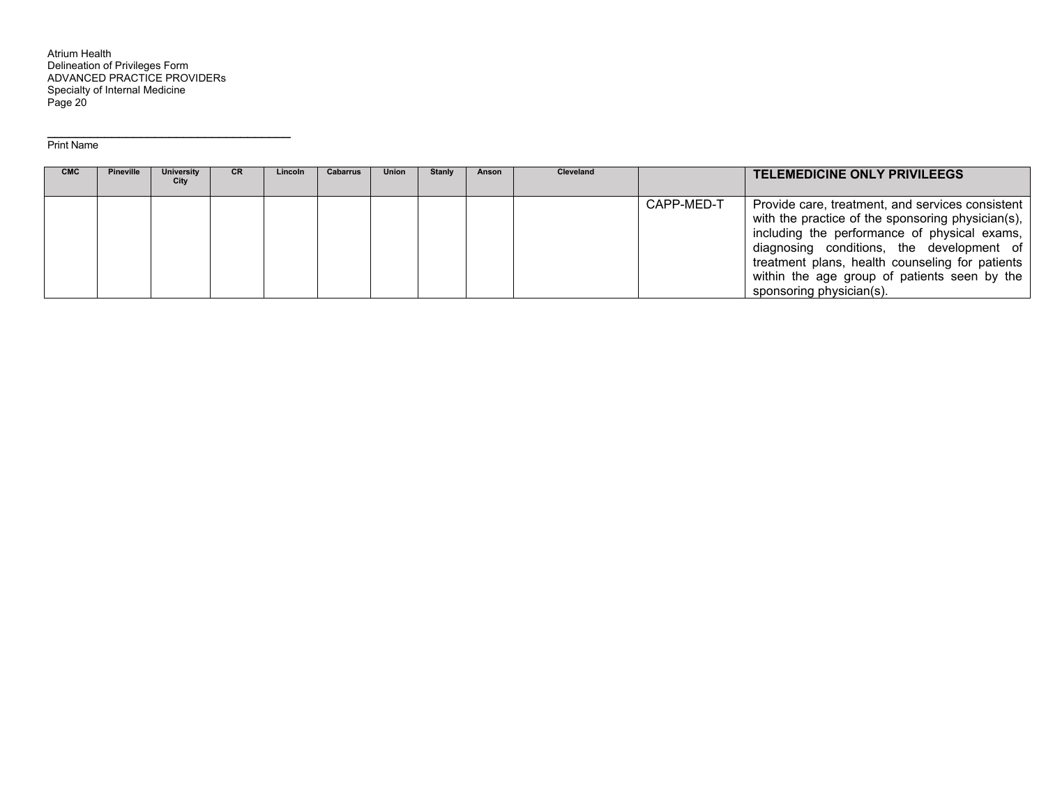Atrium Health
Delineation of Privileges Form
ADVANCED PRACTICE PROVIDERs
Specialty of Internal Medicine

_________________________________________
Print Name

| CMC | Pineville | University City | CR | Lincoln | Cabarrus | Union | Stanly | Anson | Cleveland | | TELEMEDICINE ONLY PRIVILEEGS |
|---|---|---|---|---|---|---|---|---|---|---|---|
| | | | | | | | | | | CAPP-MED-T | Provide care, treatment, and services consistent with the practice of the sponsoring physician(s), including the performance of physical exams, diagnosing conditions, the development of treatment plans, health counseling for patients within the age group of patients seen by the sponsoring physician(s). |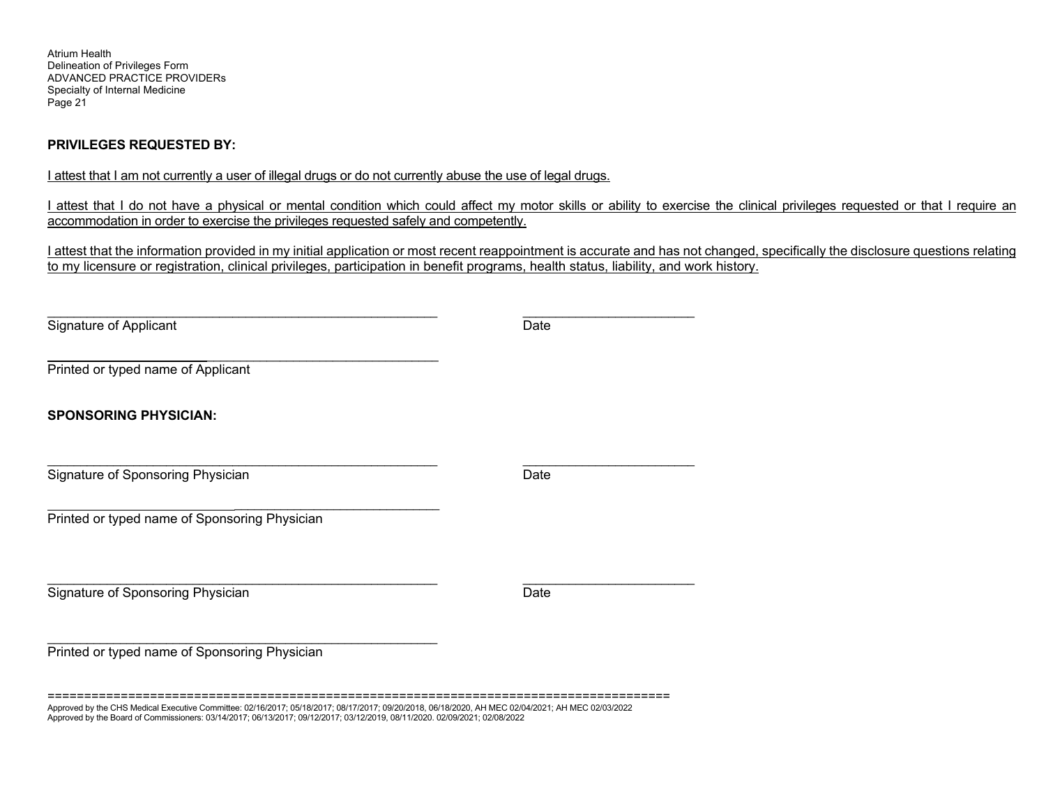**PRIVILEGES REQUESTED BY:**

I attest that I am not currently a user of illegal drugs or do not currently abuse the use of legal drugs.

I attest that I do not have a physical or mental condition which could affect my motor skills or ability to exercise the clinical privileges requested or that I require an accommodation in order to exercise the privileges requested safely and competently.

I attest that the information provided in my initial application or most recent reappointment is accurate and has not changed, specifically the disclosure questions relating to my licensure or registration, clinical privileges, participation in benefit programs, health status, liability, and work history.

_______________________________________________ _____________________
Signature of Applicant Date

_______________________________________________
Printed or typed name of Applicant

**SPONSORING PHYSICIAN:**

_______________________________________________ _____________________
Signature of Sponsoring Physician Date

_______________________________________________
Printed or typed name of Sponsoring Physician

_______________________________________________ _____________________
Signature of Sponsoring Physician Date

_______________________________________________
Printed or typed name of Sponsoring Physician

==========================================================================================

Approved by the CHS Medical Executive Committee: 02/16/2017; 05/18/2017; 08/17/2017; 09/20/2018, 06/18/2020, AH MEC 02/04/2021; AH MEC 02/03/2022
Approved by the Board of Commissioners: 03/14/2017; 06/13/2017; 09/12/2017; 03/12/2019, 08/11/2020. 02/09/2021; 02/08/2022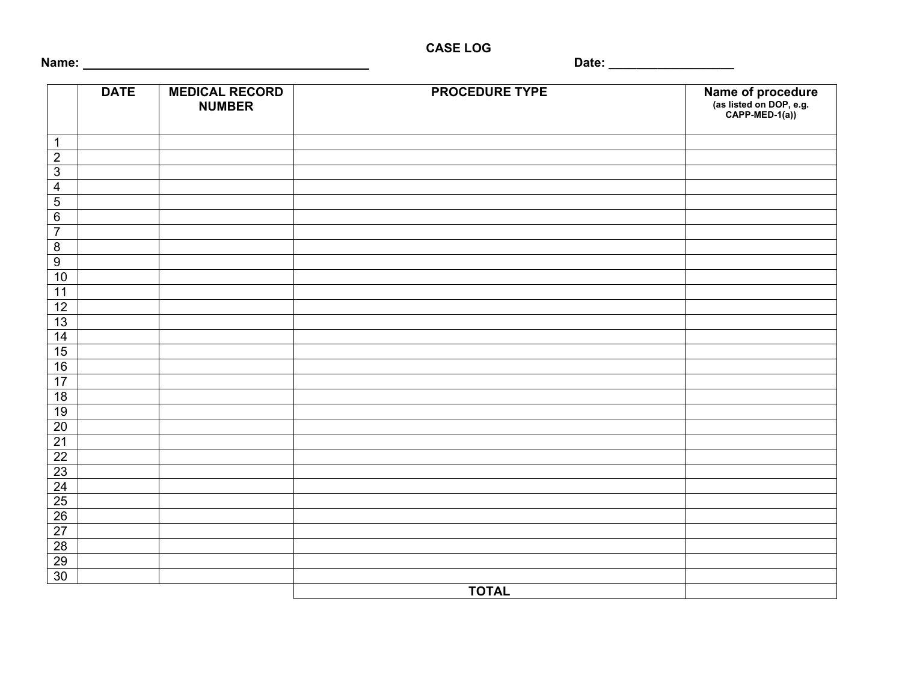# CASE LOG

**Name:** ________________________________________ **Date:** __________________

| | DATE | MEDICAL RECORD NUMBER | PROCEDURE TYPE | Name of procedure (as listed on DOP, e.g. CAPP-MED-1(a)) |
|---|---|---|---|---|
| 1 | | | | |
| 2 | | | | |
| 3 | | | | |
| 4 | | | | |
| 5 | | | | |
| 6 | | | | |
| 7 | | | | |
| 8 | | | | |
| 9 | | | | |
| 10 | | | | |
| 11 | | | | |
| 12 | | | | |
| 13 | | | | |
| 14 | | | | |
| 15 | | | | |
| 16 | | | | |
| 17 | | | | |
| 18 | | | | |
| 19 | | | | |
| 20 | | | | |
| 21 | | | | |
| 22 | | | | |
| 23 | | | | |
| 24 | | | | |
| 25 | | | | |
| 26 | | | | |
| 27 | | | | |
| 28 | | | | |
| 29 | | | | |
| 30 | | | | |
| | | | **TOTAL** | |